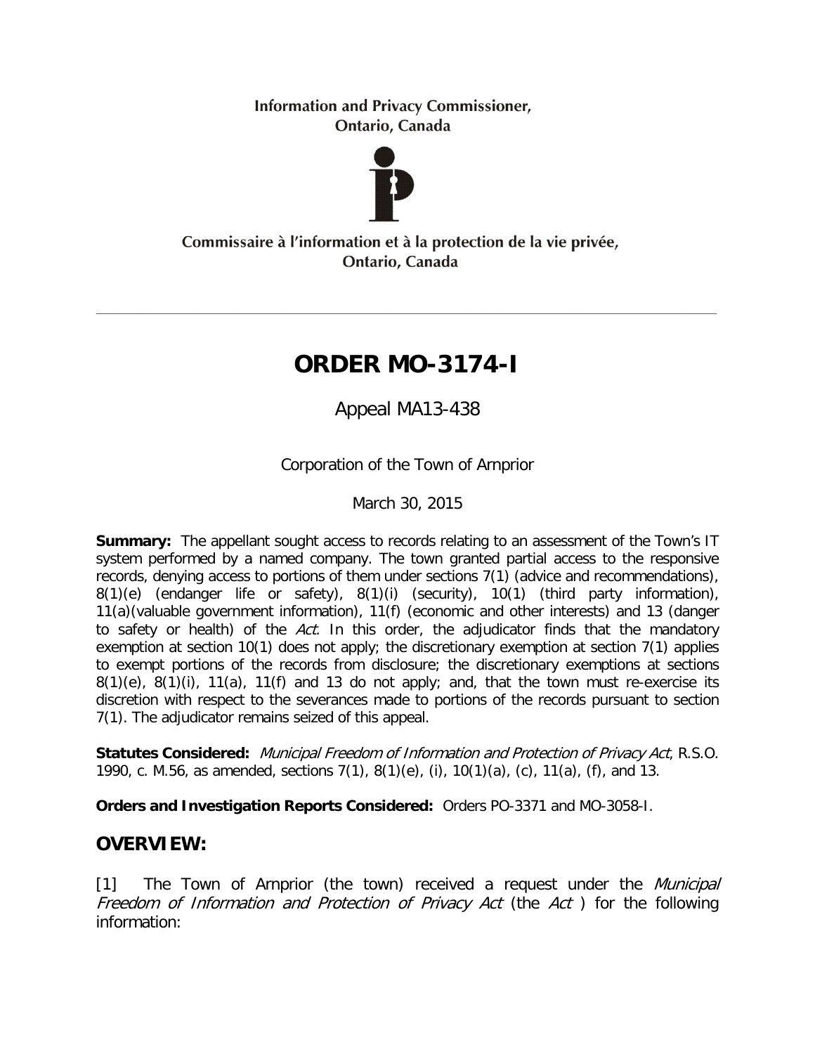Information and Privacy Commissioner,
Ontario, Canada

Commissaire à l'information et à la protection de la vie privée,
Ontario, Canada

# ORDER MO-3174-I

Appeal MA13-438

Corporation of the Town of Arnprior

March 30, 2015

**Summary:** The appellant sought access to records relating to an assessment of the Town's IT system performed by a named company. The town granted partial access to the responsive records, denying access to portions of them under sections 7(1) (advice and recommendations), 8(1)(e) (endanger life or safety), 8(1)(i) (security), 10(1) (third party information), 11(a)(valuable government information), 11(f) (economic and other interests) and 13 (danger to safety or health) of the *Act*. In this order, the adjudicator finds that the mandatory exemption at section 10(1) does not apply; the discretionary exemption at section 7(1) applies to exempt portions of the records from disclosure; the discretionary exemptions at sections 8(1)(e), 8(1)(i), 11(a), 11(f) and 13 do not apply; and, that the town must re-exercise its discretion with respect to the severances made to portions of the records pursuant to section 7(1). The adjudicator remains seized of this appeal.

**Statutes Considered:** *Municipal Freedom of Information and Protection of Privacy Act*, R.S.O. 1990, c. M.56, as amended, sections 7(1), 8(1)(e), (i), 10(1)(a), (c), 11(a), (f), and 13.

**Orders and Investigation Reports Considered:** Orders PO-3371 and MO-3058-I.

## OVERVIEW:

[1] The Town of Arnprior (the town) received a request under the *Municipal Freedom of Information and Protection of Privacy Act* (the *Act* ) for the following information: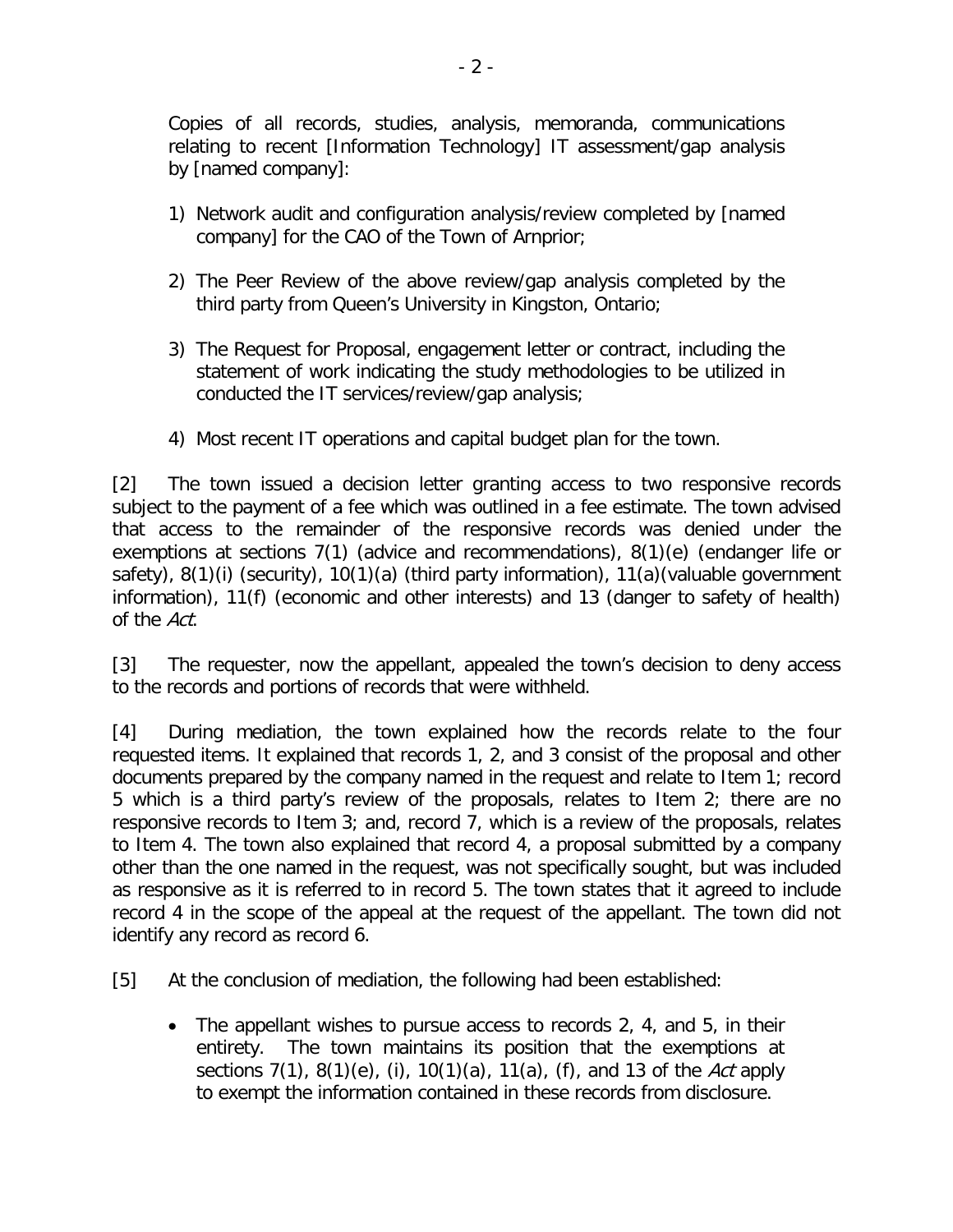Copies of all records, studies, analysis, memoranda, communications relating to recent [Information Technology] IT assessment/gap analysis by [named company]:

1) Network audit and configuration analysis/review completed by [named company] for the CAO of the Town of Arnprior;
2) The Peer Review of the above review/gap analysis completed by the third party from Queen's University in Kingston, Ontario;
3) The Request for Proposal, engagement letter or contract, including the statement of work indicating the study methodologies to be utilized in conducted the IT services/review/gap analysis;
4) Most recent IT operations and capital budget plan for the town.

[2] The town issued a decision letter granting access to two responsive records subject to the payment of a fee which was outlined in a fee estimate. The town advised that access to the remainder of the responsive records was denied under the exemptions at sections 7(1) (advice and recommendations), 8(1)(e) (endanger life or safety), 8(1)(i) (security), 10(1)(a) (third party information), 11(a)(valuable government information), 11(f) (economic and other interests) and 13 (danger to safety of health) of the *Act*.

[3] The requester, now the appellant, appealed the town's decision to deny access to the records and portions of records that were withheld.

[4] During mediation, the town explained how the records relate to the four requested items. It explained that records 1, 2, and 3 consist of the proposal and other documents prepared by the company named in the request and relate to Item 1; record 5 which is a third party's review of the proposals, relates to Item 2; there are no responsive records to Item 3; and, record 7, which is a review of the proposals, relates to Item 4. The town also explained that record 4, a proposal submitted by a company other than the one named in the request, was not specifically sought, but was included as responsive as it is referred to in record 5. The town states that it agreed to include record 4 in the scope of the appeal at the request of the appellant. The town did not identify any record as record 6.

[5] At the conclusion of mediation, the following had been established:

- The appellant wishes to pursue access to records 2, 4, and 5, in their entirety. The town maintains its position that the exemptions at sections 7(1), 8(1)(e), (i), 10(1)(a), 11(a), (f), and 13 of the *Act* apply to exempt the information contained in these records from disclosure.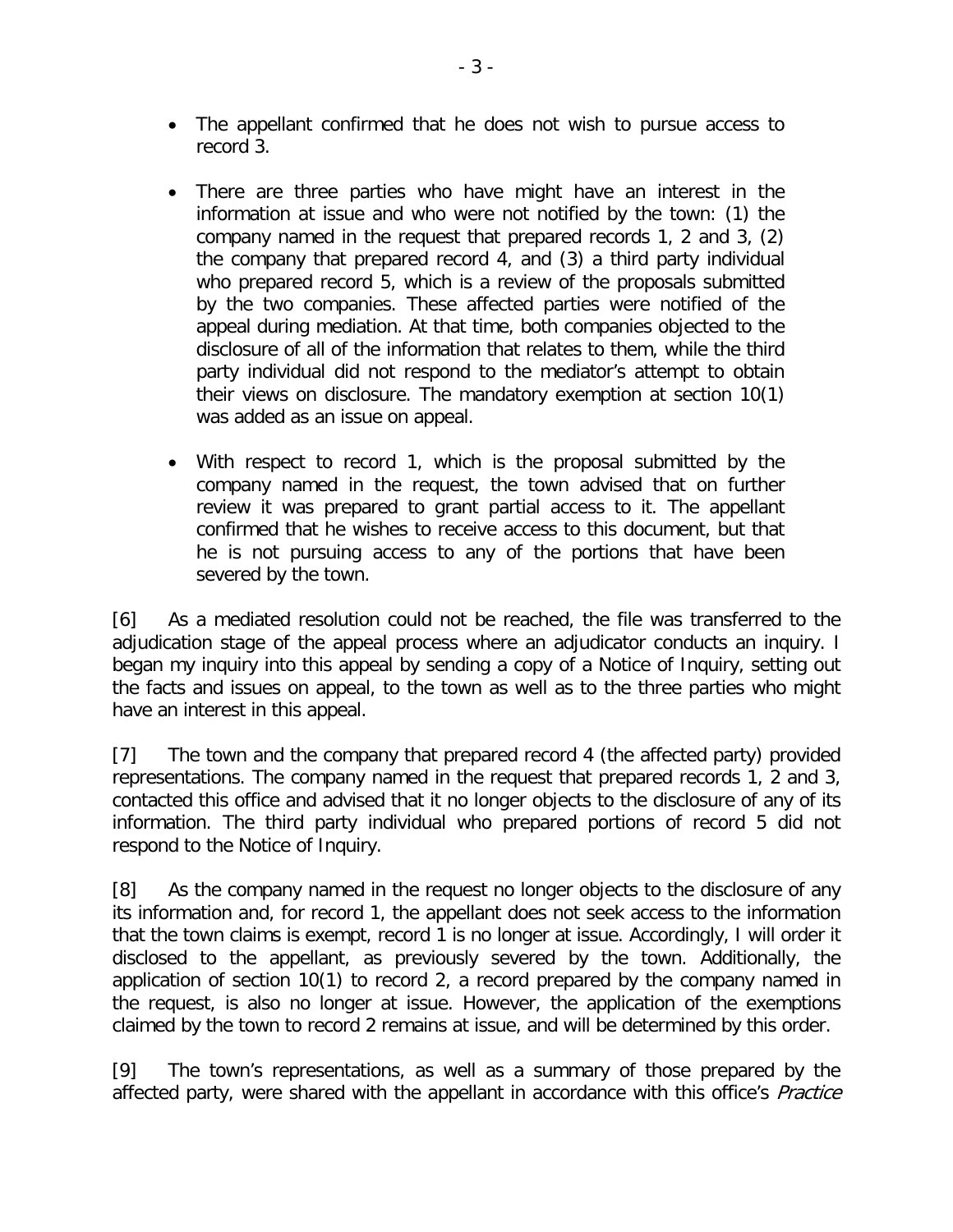- The appellant confirmed that he does not wish to pursue access to record 3.

- There are three parties who have might have an interest in the information at issue and who were not notified by the town: (1) the company named in the request that prepared records 1, 2 and 3, (2) the company that prepared record 4, and (3) a third party individual who prepared record 5, which is a review of the proposals submitted by the two companies. These affected parties were notified of the appeal during mediation. At that time, both companies objected to the disclosure of all of the information that relates to them, while the third party individual did not respond to the mediator's attempt to obtain their views on disclosure. The mandatory exemption at section 10(1) was added as an issue on appeal.

- With respect to record 1, which is the proposal submitted by the company named in the request, the town advised that on further review it was prepared to grant partial access to it. The appellant confirmed that he wishes to receive access to this document, but that he is not pursuing access to any of the portions that have been severed by the town.

[6] As a mediated resolution could not be reached, the file was transferred to the adjudication stage of the appeal process where an adjudicator conducts an inquiry. I began my inquiry into this appeal by sending a copy of a Notice of Inquiry, setting out the facts and issues on appeal, to the town as well as to the three parties who might have an interest in this appeal.

[7] The town and the company that prepared record 4 (the affected party) provided representations. The company named in the request that prepared records 1, 2 and 3, contacted this office and advised that it no longer objects to the disclosure of any of its information. The third party individual who prepared portions of record 5 did not respond to the Notice of Inquiry.

[8] As the company named in the request no longer objects to the disclosure of any its information and, for record 1, the appellant does not seek access to the information that the town claims is exempt, record 1 is no longer at issue. Accordingly, I will order it disclosed to the appellant, as previously severed by the town. Additionally, the application of section 10(1) to record 2, a record prepared by the company named in the request, is also no longer at issue. However, the application of the exemptions claimed by the town to record 2 remains at issue, and will be determined by this order.

[9] The town's representations, as well as a summary of those prepared by the affected party, were shared with the appellant in accordance with this office's *Practice*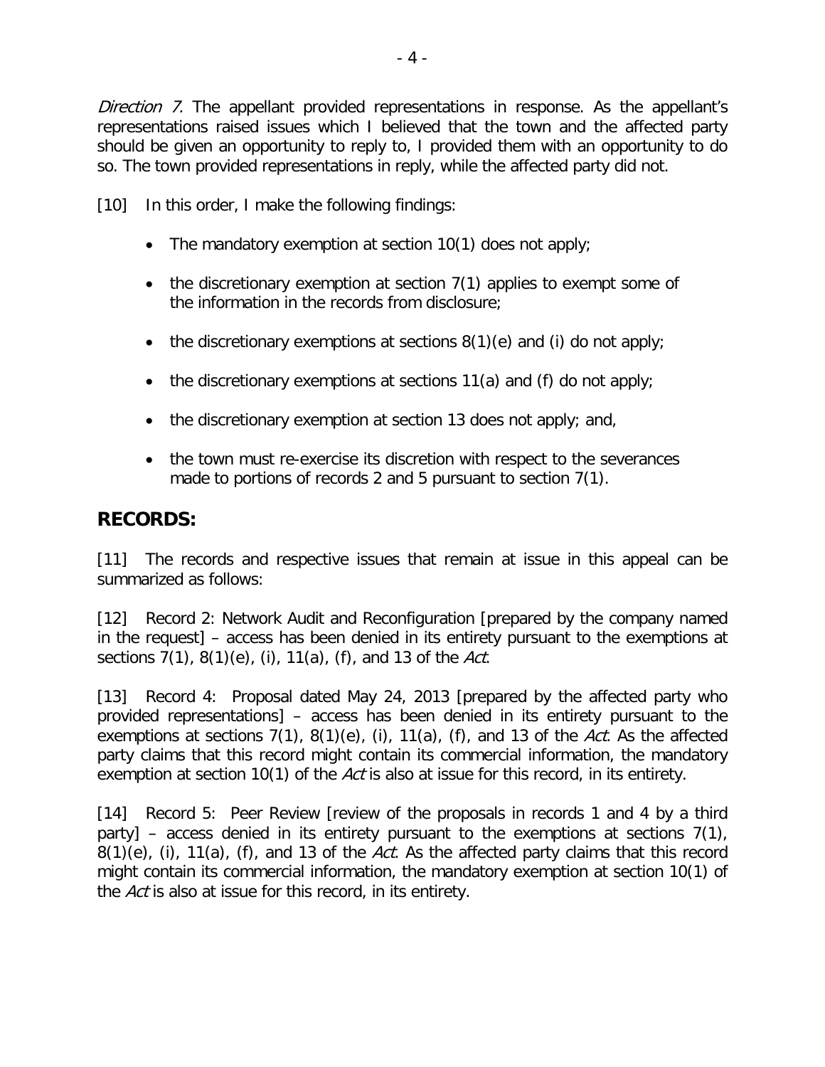*Direction 7.* The appellant provided representations in response. As the appellant's representations raised issues which I believed that the town and the affected party should be given an opportunity to reply to, I provided them with an opportunity to do so. The town provided representations in reply, while the affected party did not.

[10] In this order, I make the following findings:

- The mandatory exemption at section 10(1) does not apply;
- the discretionary exemption at section 7(1) applies to exempt some of the information in the records from disclosure;
- the discretionary exemptions at sections 8(1)(e) and (i) do not apply;
- the discretionary exemptions at sections 11(a) and (f) do not apply;
- the discretionary exemption at section 13 does not apply; and,
- the town must re-exercise its discretion with respect to the severances made to portions of records 2 and 5 pursuant to section 7(1).

## RECORDS:

[11] The records and respective issues that remain at issue in this appeal can be summarized as follows:

[12] Record 2: Network Audit and Reconfiguration [prepared by the company named in the request] – access has been denied in its entirety pursuant to the exemptions at sections 7(1), 8(1)(e), (i), 11(a), (f), and 13 of the *Act*.

[13] Record 4: Proposal dated May 24, 2013 [prepared by the affected party who provided representations] – access has been denied in its entirety pursuant to the exemptions at sections 7(1), 8(1)(e), (i), 11(a), (f), and 13 of the *Act*. As the affected party claims that this record might contain its commercial information, the mandatory exemption at section 10(1) of the *Act* is also at issue for this record, in its entirety.

[14] Record 5: Peer Review [review of the proposals in records 1 and 4 by a third party] – access denied in its entirety pursuant to the exemptions at sections 7(1), 8(1)(e), (i), 11(a), (f), and 13 of the *Act*. As the affected party claims that this record might contain its commercial information, the mandatory exemption at section 10(1) of the *Act* is also at issue for this record, in its entirety.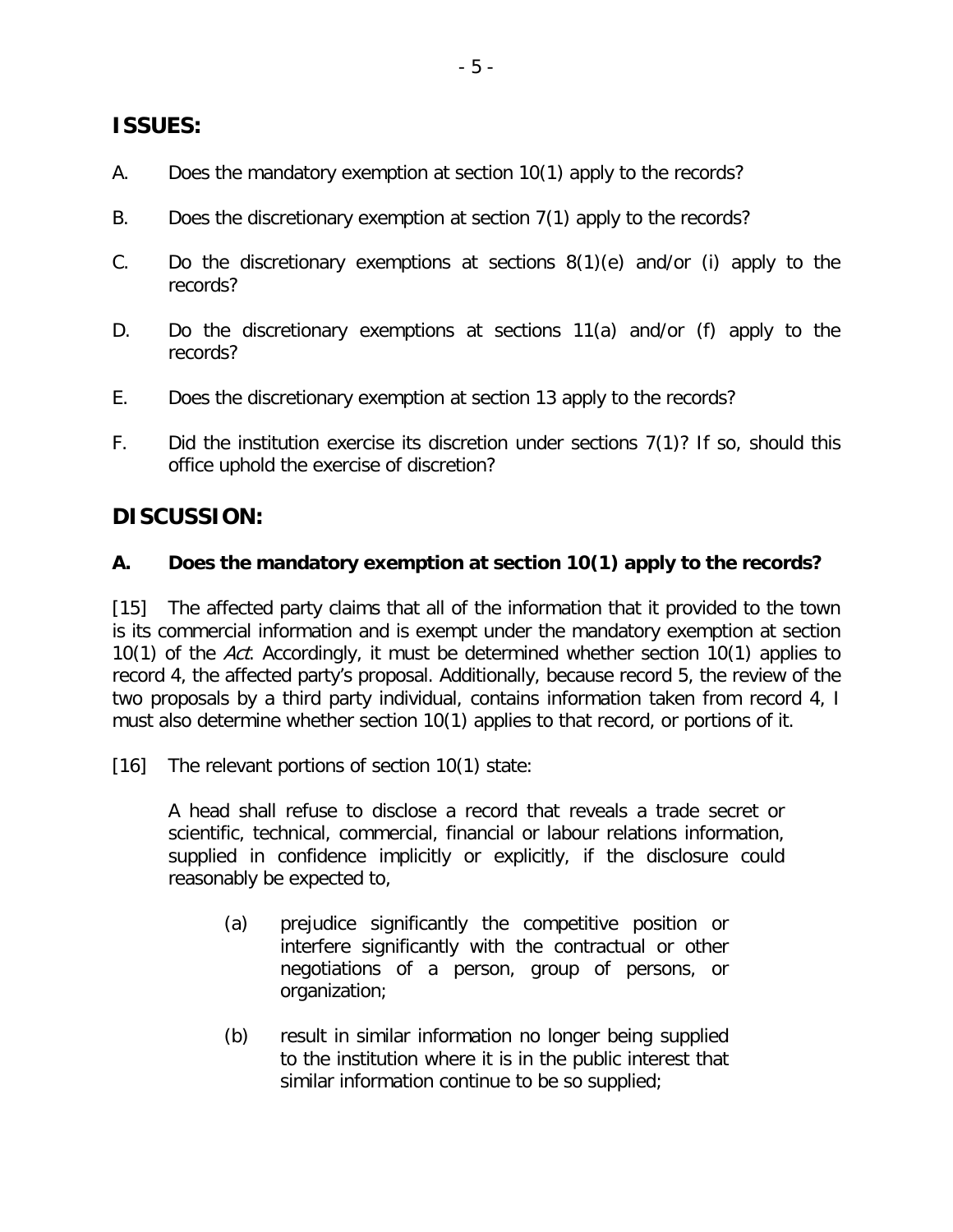## ISSUES:

A. Does the mandatory exemption at section 10(1) apply to the records?

B. Does the discretionary exemption at section 7(1) apply to the records?

C. Do the discretionary exemptions at sections 8(1)(e) and/or (i) apply to the records?

D. Do the discretionary exemptions at sections 11(a) and/or (f) apply to the records?

E. Does the discretionary exemption at section 13 apply to the records?

F. Did the institution exercise its discretion under sections 7(1)? If so, should this office uphold the exercise of discretion?

## DISCUSSION:

### A. Does the mandatory exemption at section 10(1) apply to the records?

[15] The affected party claims that all of the information that it provided to the town is its commercial information and is exempt under the mandatory exemption at section 10(1) of the *Act*. Accordingly, it must be determined whether section 10(1) applies to record 4, the affected party's proposal. Additionally, because record 5, the review of the two proposals by a third party individual, contains information taken from record 4, I must also determine whether section 10(1) applies to that record, or portions of it.

[16] The relevant portions of section 10(1) state:

> A head shall refuse to disclose a record that reveals a trade secret or scientific, technical, commercial, financial or labour relations information, supplied in confidence implicitly or explicitly, if the disclosure could reasonably be expected to,
>
> (a) prejudice significantly the competitive position or interfere significantly with the contractual or other negotiations of a person, group of persons, or organization;
>
> (b) result in similar information no longer being supplied to the institution where it is in the public interest that similar information continue to be so supplied;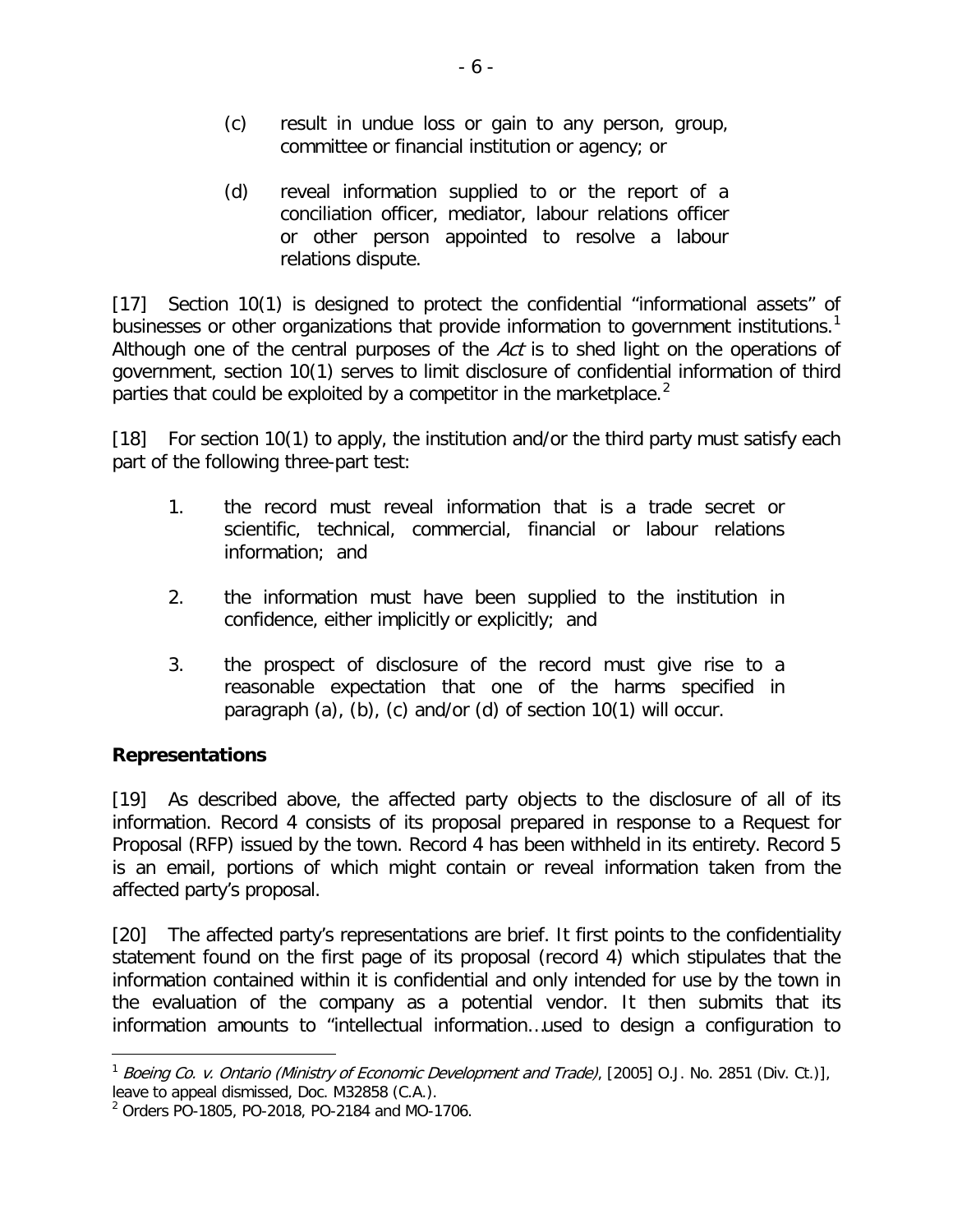(c) result in undue loss or gain to any person, group, committee or financial institution or agency; or

(d) reveal information supplied to or the report of a conciliation officer, mediator, labour relations officer or other person appointed to resolve a labour relations dispute.

[17] Section 10(1) is designed to protect the confidential "informational assets" of businesses or other organizations that provide information to government institutions.[1] Although one of the central purposes of the *Act* is to shed light on the operations of government, section 10(1) serves to limit disclosure of confidential information of third parties that could be exploited by a competitor in the marketplace.[2]

[18] For section 10(1) to apply, the institution and/or the third party must satisfy each part of the following three-part test:

1. the record must reveal information that is a trade secret or scientific, technical, commercial, financial or labour relations information; and

2. the information must have been supplied to the institution in confidence, either implicitly or explicitly; and

3. the prospect of disclosure of the record must give rise to a reasonable expectation that one of the harms specified in paragraph (a), (b), (c) and/or (d) of section 10(1) will occur.

**Representations**

[19] As described above, the affected party objects to the disclosure of all of its information. Record 4 consists of its proposal prepared in response to a Request for Proposal (RFP) issued by the town. Record 4 has been withheld in its entirety. Record 5 is an email, portions of which might contain or reveal information taken from the affected party's proposal.

[20] The affected party's representations are brief. It first points to the confidentiality statement found on the first page of its proposal (record 4) which stipulates that the information contained within it is confidential and only intended for use by the town in the evaluation of the company as a potential vendor. It then submits that its information amounts to "intellectual information…used to design a configuration to

---

[1] *Boeing Co. v. Ontario (Ministry of Economic Development and Trade)*, [2005] O.J. No. 2851 (Div. Ct.)], leave to appeal dismissed, Doc. M32858 (C.A.).

[2] Orders PO-1805, PO-2018, PO-2184 and MO-1706.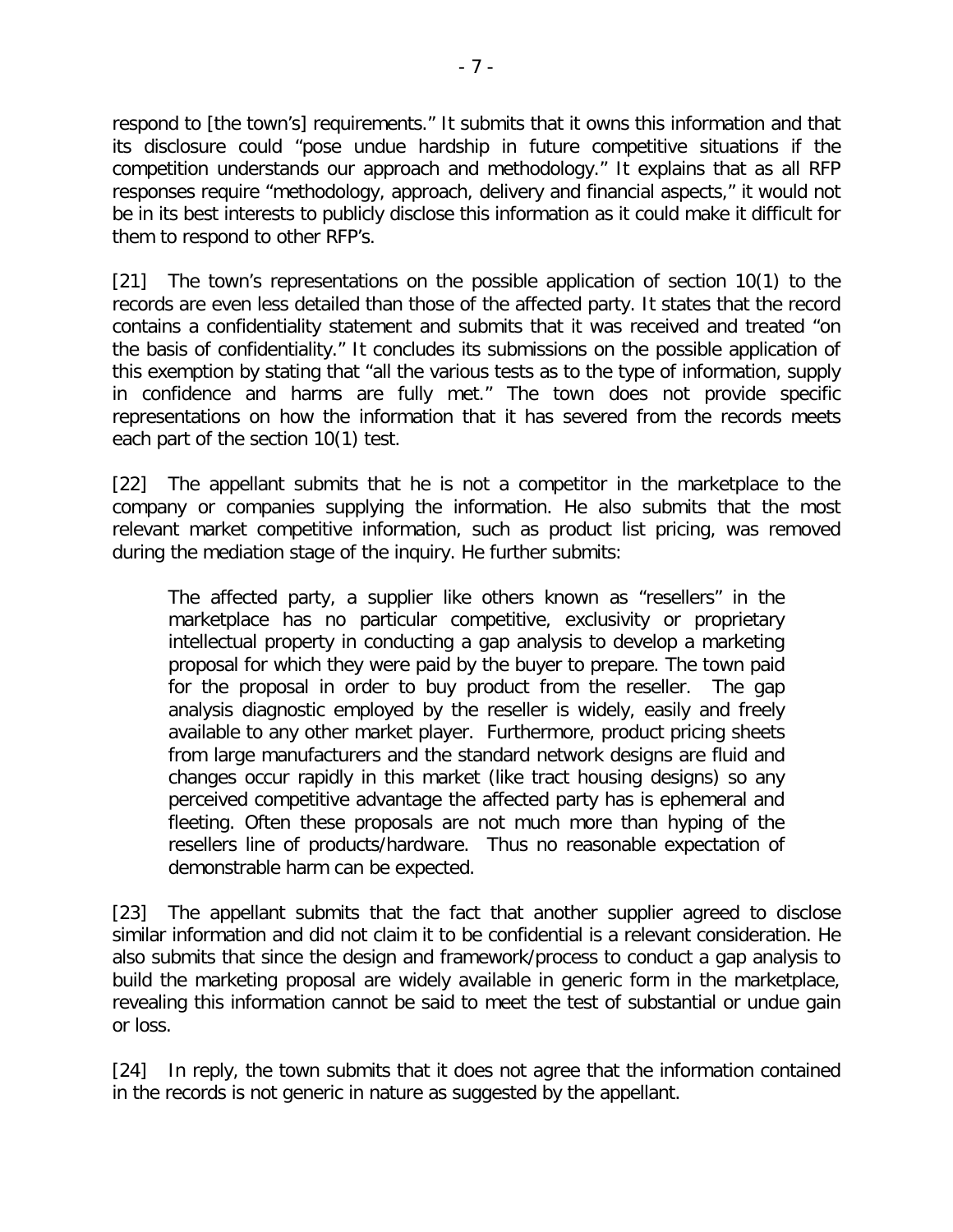respond to [the town's] requirements." It submits that it owns this information and that its disclosure could "pose undue hardship in future competitive situations if the competition understands our approach and methodology." It explains that as all RFP responses require "methodology, approach, delivery and financial aspects," it would not be in its best interests to publicly disclose this information as it could make it difficult for them to respond to other RFP's.

[21] The town's representations on the possible application of section 10(1) to the records are even less detailed than those of the affected party. It states that the record contains a confidentiality statement and submits that it was received and treated "on the basis of confidentiality." It concludes its submissions on the possible application of this exemption by stating that "all the various tests as to the type of information, supply in confidence and harms are fully met." The town does not provide specific representations on how the information that it has severed from the records meets each part of the section 10(1) test.

[22] The appellant submits that he is not a competitor in the marketplace to the company or companies supplying the information. He also submits that the most relevant market competitive information, such as product list pricing, was removed during the mediation stage of the inquiry. He further submits:

> The affected party, a supplier like others known as "resellers" in the marketplace has no particular competitive, exclusivity or proprietary intellectual property in conducting a gap analysis to develop a marketing proposal for which they were paid by the buyer to prepare. The town paid for the proposal in order to buy product from the reseller. The gap analysis diagnostic employed by the reseller is widely, easily and freely available to any other market player. Furthermore, product pricing sheets from large manufacturers and the standard network designs are fluid and changes occur rapidly in this market (like tract housing designs) so any perceived competitive advantage the affected party has is ephemeral and fleeting. Often these proposals are not much more than hyping of the resellers line of products/hardware. Thus no reasonable expectation of demonstrable harm can be expected.

[23] The appellant submits that the fact that another supplier agreed to disclose similar information and did not claim it to be confidential is a relevant consideration. He also submits that since the design and framework/process to conduct a gap analysis to build the marketing proposal are widely available in generic form in the marketplace, revealing this information cannot be said to meet the test of substantial or undue gain or loss.

[24] In reply, the town submits that it does not agree that the information contained in the records is not generic in nature as suggested by the appellant.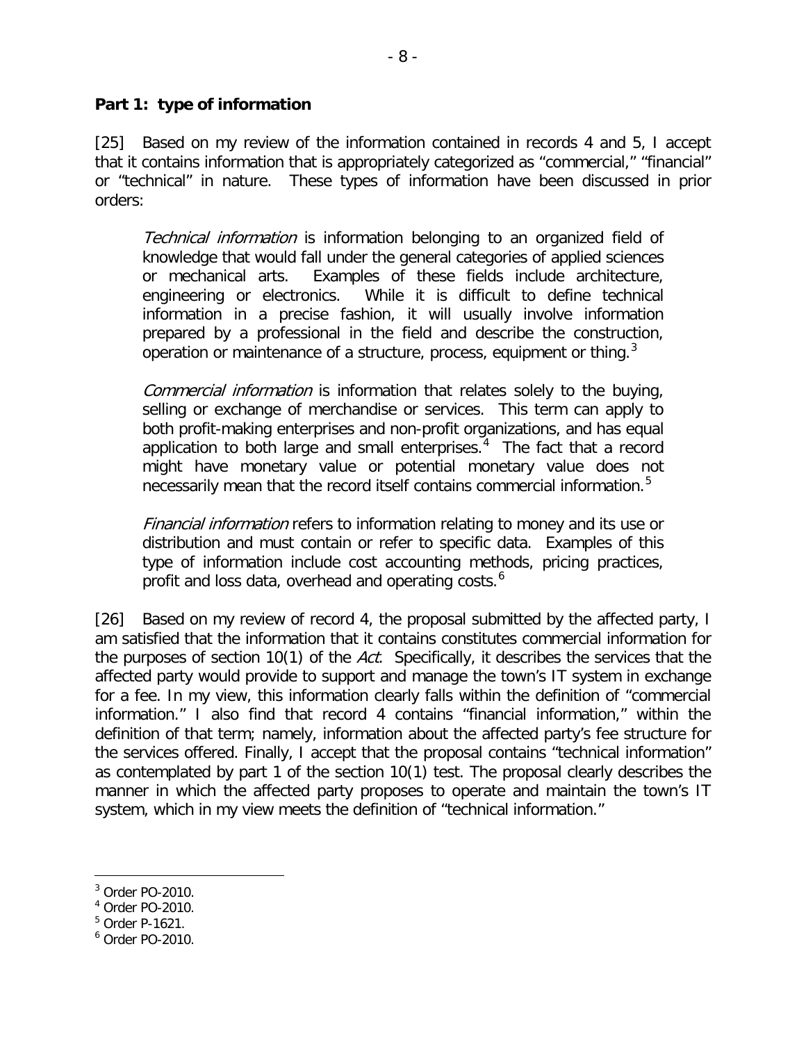**Part 1: type of information**

[25] Based on my review of the information contained in records 4 and 5, I accept that it contains information that is appropriately categorized as "commercial," "financial" or "technical" in nature. These types of information have been discussed in prior orders:

> *Technical information* is information belonging to an organized field of knowledge that would fall under the general categories of applied sciences or mechanical arts. Examples of these fields include architecture, engineering or electronics. While it is difficult to define technical information in a precise fashion, it will usually involve information prepared by a professional in the field and describe the construction, operation or maintenance of a structure, process, equipment or thing.[3]
>
> *Commercial information* is information that relates solely to the buying, selling or exchange of merchandise or services. This term can apply to both profit-making enterprises and non-profit organizations, and has equal application to both large and small enterprises.[4] The fact that a record might have monetary value or potential monetary value does not necessarily mean that the record itself contains commercial information.[5]
>
> *Financial information* refers to information relating to money and its use or distribution and must contain or refer to specific data. Examples of this type of information include cost accounting methods, pricing practices, profit and loss data, overhead and operating costs.[6]

[26] Based on my review of record 4, the proposal submitted by the affected party, I am satisfied that the information that it contains constitutes commercial information for the purposes of section 10(1) of the *Act*. Specifically, it describes the services that the affected party would provide to support and manage the town's IT system in exchange for a fee. In my view, this information clearly falls within the definition of "commercial information." I also find that record 4 contains "financial information," within the definition of that term; namely, information about the affected party's fee structure for the services offered. Finally, I accept that the proposal contains "technical information" as contemplated by part 1 of the section 10(1) test. The proposal clearly describes the manner in which the affected party proposes to operate and maintain the town's IT system, which in my view meets the definition of "technical information."

---

[3] Order PO-2010.

[4] Order PO-2010.

[5] Order P-1621.

[6] Order PO-2010.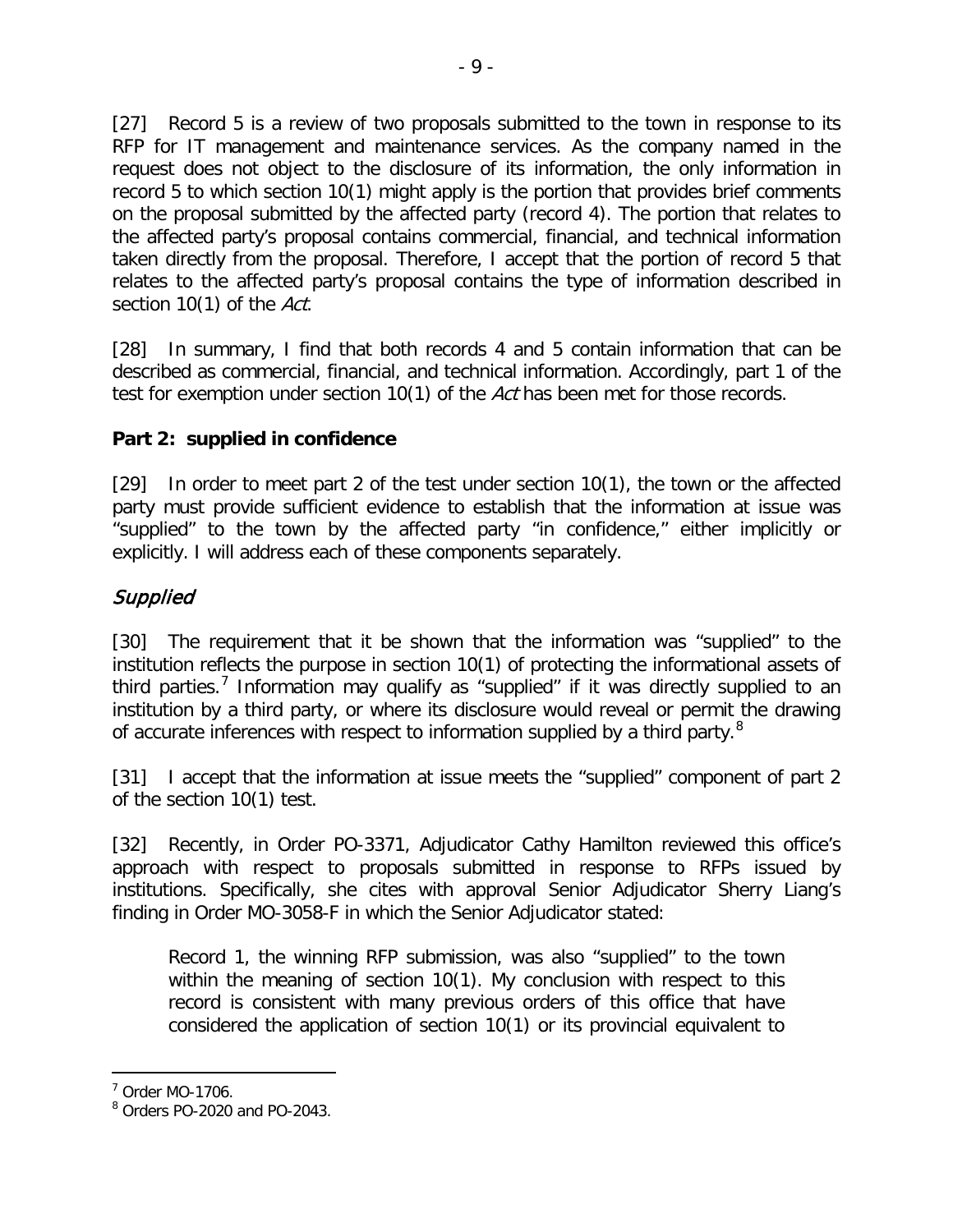[27] Record 5 is a review of two proposals submitted to the town in response to its RFP for IT management and maintenance services. As the company named in the request does not object to the disclosure of its information, the only information in record 5 to which section 10(1) might apply is the portion that provides brief comments on the proposal submitted by the affected party (record 4). The portion that relates to the affected party's proposal contains commercial, financial, and technical information taken directly from the proposal. Therefore, I accept that the portion of record 5 that relates to the affected party's proposal contains the type of information described in section 10(1) of the *Act*.

[28] In summary, I find that both records 4 and 5 contain information that can be described as commercial, financial, and technical information. Accordingly, part 1 of the test for exemption under section 10(1) of the *Act* has been met for those records.

**Part 2: supplied in confidence**

[29] In order to meet part 2 of the test under section 10(1), the town or the affected party must provide sufficient evidence to establish that the information at issue was "supplied" to the town by the affected party "in confidence," either implicitly or explicitly. I will address each of these components separately.

### *Supplied*

[30] The requirement that it be shown that the information was "supplied" to the institution reflects the purpose in section 10(1) of protecting the informational assets of third parties.[7] Information may qualify as "supplied" if it was directly supplied to an institution by a third party, or where its disclosure would reveal or permit the drawing of accurate inferences with respect to information supplied by a third party.[8]

[31] I accept that the information at issue meets the "supplied" component of part 2 of the section 10(1) test.

[32] Recently, in Order PO-3371, Adjudicator Cathy Hamilton reviewed this office's approach with respect to proposals submitted in response to RFPs issued by institutions. Specifically, she cites with approval Senior Adjudicator Sherry Liang's finding in Order MO-3058-F in which the Senior Adjudicator stated:

> Record 1, the winning RFP submission, was also "supplied" to the town within the meaning of section 10(1). My conclusion with respect to this record is consistent with many previous orders of this office that have considered the application of section 10(1) or its provincial equivalent to

---

[7] Order MO-1706.

[8] Orders PO-2020 and PO-2043.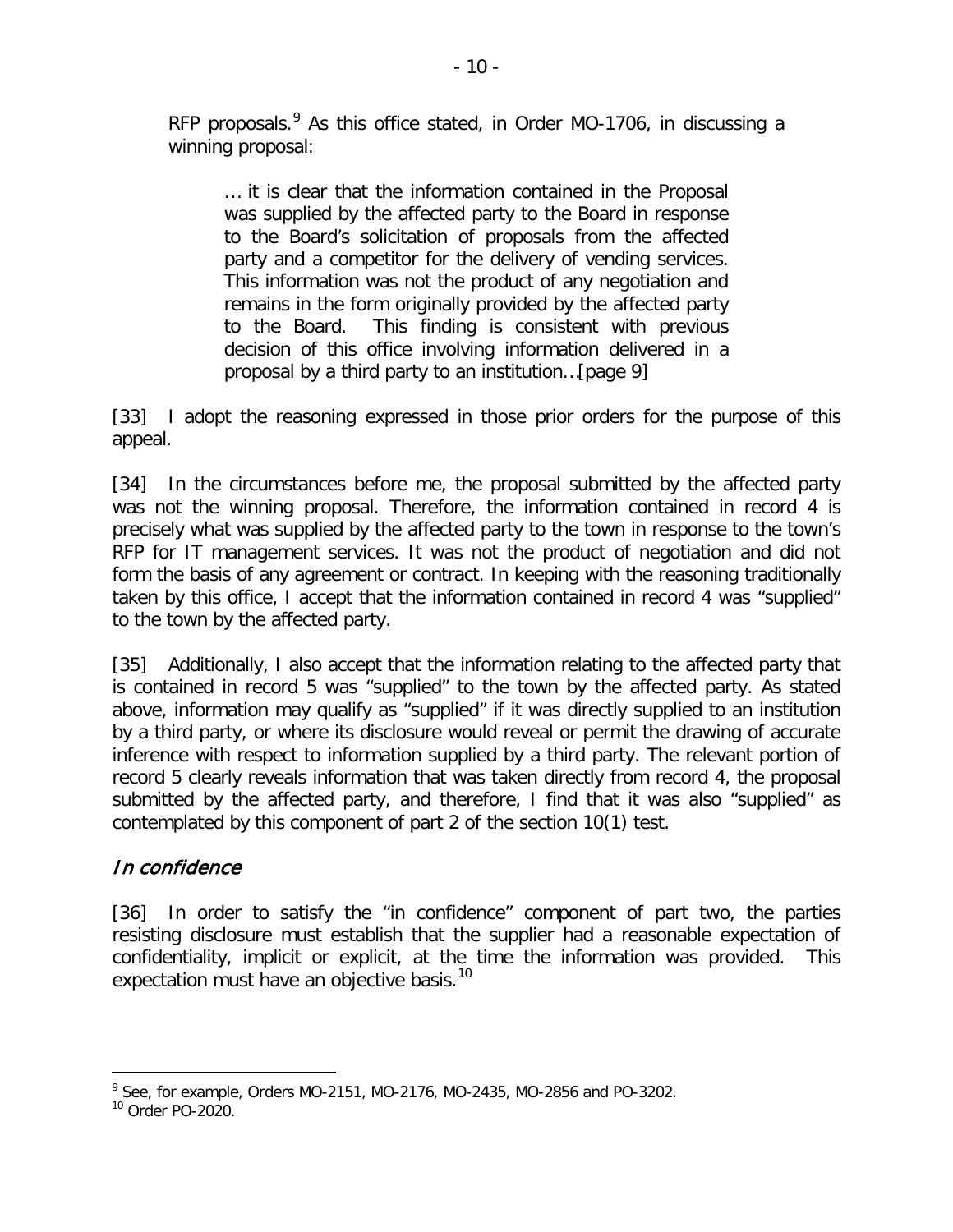RFP proposals.[9] As this office stated, in Order MO-1706, in discussing a winning proposal:

> … it is clear that the information contained in the Proposal was supplied by the affected party to the Board in response to the Board's solicitation of proposals from the affected party and a competitor for the delivery of vending services. This information was not the product of any negotiation and remains in the form originally provided by the affected party to the Board. This finding is consistent with previous decision of this office involving information delivered in a proposal by a third party to an institution…[page 9]

[33] I adopt the reasoning expressed in those prior orders for the purpose of this appeal.

[34] In the circumstances before me, the proposal submitted by the affected party was not the winning proposal. Therefore, the information contained in record 4 is precisely what was supplied by the affected party to the town in response to the town's RFP for IT management services. It was not the product of negotiation and did not form the basis of any agreement or contract. In keeping with the reasoning traditionally taken by this office, I accept that the information contained in record 4 was "supplied" to the town by the affected party.

[35] Additionally, I also accept that the information relating to the affected party that is contained in record 5 was "supplied" to the town by the affected party. As stated above, information may qualify as "supplied" if it was directly supplied to an institution by a third party, or where its disclosure would reveal or permit the drawing of accurate inference with respect to information supplied by a third party. The relevant portion of record 5 clearly reveals information that was taken directly from record 4, the proposal submitted by the affected party, and therefore, I find that it was also "supplied" as contemplated by this component of part 2 of the section 10(1) test.

## *In confidence*

[36] In order to satisfy the "in confidence" component of part two, the parties resisting disclosure must establish that the supplier had a reasonable expectation of confidentiality, implicit or explicit, at the time the information was provided. This expectation must have an objective basis.[10]

---

[9] See, for example, Orders MO-2151, MO-2176, MO-2435, MO-2856 and PO-3202.

[10] Order PO-2020.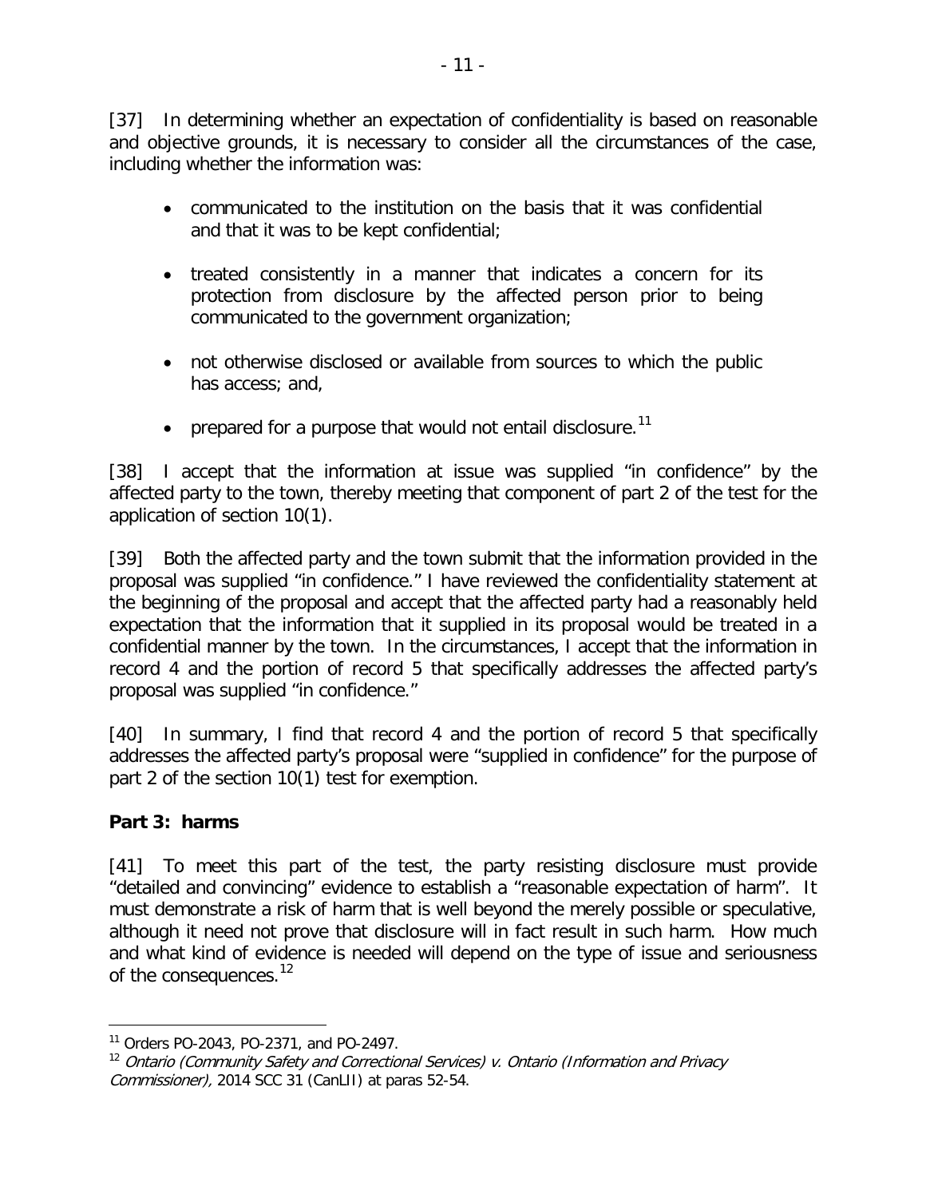[37] In determining whether an expectation of confidentiality is based on reasonable and objective grounds, it is necessary to consider all the circumstances of the case, including whether the information was:

- communicated to the institution on the basis that it was confidential and that it was to be kept confidential;
- treated consistently in a manner that indicates a concern for its protection from disclosure by the affected person prior to being communicated to the government organization;
- not otherwise disclosed or available from sources to which the public has access; and,
- prepared for a purpose that would not entail disclosure.[11]

[38] I accept that the information at issue was supplied "in confidence" by the affected party to the town, thereby meeting that component of part 2 of the test for the application of section 10(1).

[39] Both the affected party and the town submit that the information provided in the proposal was supplied "in confidence." I have reviewed the confidentiality statement at the beginning of the proposal and accept that the affected party had a reasonably held expectation that the information that it supplied in its proposal would be treated in a confidential manner by the town. In the circumstances, I accept that the information in record 4 and the portion of record 5 that specifically addresses the affected party's proposal was supplied "in confidence."

[40] In summary, I find that record 4 and the portion of record 5 that specifically addresses the affected party's proposal were "supplied in confidence" for the purpose of part 2 of the section 10(1) test for exemption.

**Part 3: harms**

[41] To meet this part of the test, the party resisting disclosure must provide "detailed and convincing" evidence to establish a "reasonable expectation of harm". It must demonstrate a risk of harm that is well beyond the merely possible or speculative, although it need not prove that disclosure will in fact result in such harm. How much and what kind of evidence is needed will depend on the type of issue and seriousness of the consequences.[12]

---

[11] Orders PO-2043, PO-2371, and PO-2497.

[12] *Ontario (Community Safety and Correctional Services) v. Ontario (Information and Privacy Commissioner)*, 2014 SCC 31 (CanLII) at paras 52-54.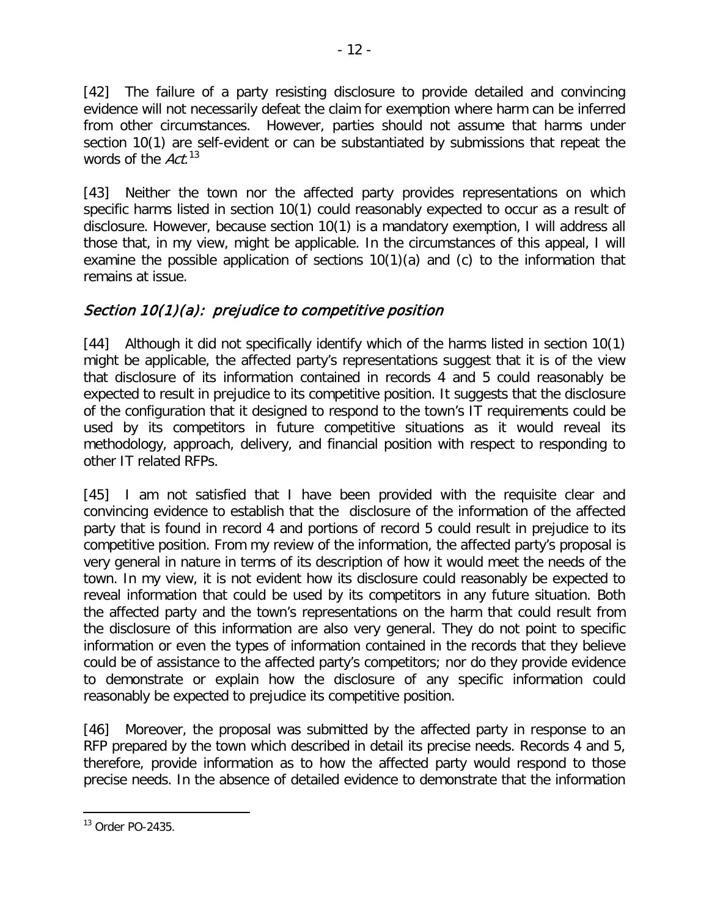[42] The failure of a party resisting disclosure to provide detailed and convincing evidence will not necessarily defeat the claim for exemption where harm can be inferred from other circumstances. However, parties should not assume that harms under section 10(1) are self-evident or can be substantiated by submissions that repeat the words of the *Act*.[13]

[43] Neither the town nor the affected party provides representations on which specific harms listed in section 10(1) could reasonably expected to occur as a result of disclosure. However, because section 10(1) is a mandatory exemption, I will address all those that, in my view, might be applicable. In the circumstances of this appeal, I will examine the possible application of sections 10(1)(a) and (c) to the information that remains at issue.

### *Section 10(1)(a): prejudice to competitive position*

[44] Although it did not specifically identify which of the harms listed in section 10(1) might be applicable, the affected party's representations suggest that it is of the view that disclosure of its information contained in records 4 and 5 could reasonably be expected to result in prejudice to its competitive position. It suggests that the disclosure of the configuration that it designed to respond to the town's IT requirements could be used by its competitors in future competitive situations as it would reveal its methodology, approach, delivery, and financial position with respect to responding to other IT related RFPs.

[45] I am not satisfied that I have been provided with the requisite clear and convincing evidence to establish that the disclosure of the information of the affected party that is found in record 4 and portions of record 5 could result in prejudice to its competitive position. From my review of the information, the affected party's proposal is very general in nature in terms of its description of how it would meet the needs of the town. In my view, it is not evident how its disclosure could reasonably be expected to reveal information that could be used by its competitors in any future situation. Both the affected party and the town's representations on the harm that could result from the disclosure of this information are also very general. They do not point to specific information or even the types of information contained in the records that they believe could be of assistance to the affected party's competitors; nor do they provide evidence to demonstrate or explain how the disclosure of any specific information could reasonably be expected to prejudice its competitive position.

[46] Moreover, the proposal was submitted by the affected party in response to an RFP prepared by the town which described in detail its precise needs. Records 4 and 5, therefore, provide information as to how the affected party would respond to those precise needs. In the absence of detailed evidence to demonstrate that the information

---

[13] Order PO-2435.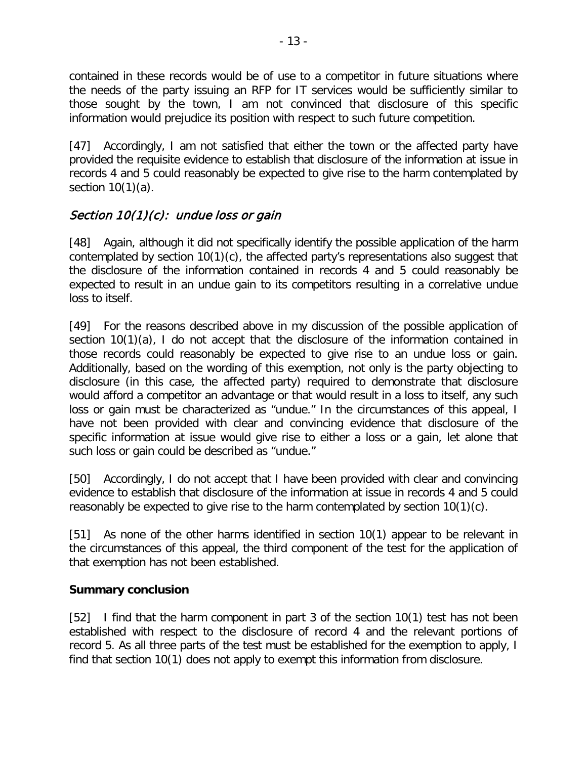contained in these records would be of use to a competitor in future situations where the needs of the party issuing an RFP for IT services would be sufficiently similar to those sought by the town, I am not convinced that disclosure of this specific information would prejudice its position with respect to such future competition.

[47] Accordingly, I am not satisfied that either the town or the affected party have provided the requisite evidence to establish that disclosure of the information at issue in records 4 and 5 could reasonably be expected to give rise to the harm contemplated by section 10(1)(a).

### *Section 10(1)(c): undue loss or gain*

[48] Again, although it did not specifically identify the possible application of the harm contemplated by section 10(1)(c), the affected party's representations also suggest that the disclosure of the information contained in records 4 and 5 could reasonably be expected to result in an undue gain to its competitors resulting in a correlative undue loss to itself.

[49] For the reasons described above in my discussion of the possible application of section 10(1)(a), I do not accept that the disclosure of the information contained in those records could reasonably be expected to give rise to an undue loss or gain. Additionally, based on the wording of this exemption, not only is the party objecting to disclosure (in this case, the affected party) required to demonstrate that disclosure would afford a competitor an advantage or that would result in a loss to itself, any such loss or gain must be characterized as "undue." In the circumstances of this appeal, I have not been provided with clear and convincing evidence that disclosure of the specific information at issue would give rise to either a loss or a gain, let alone that such loss or gain could be described as "undue."

[50] Accordingly, I do not accept that I have been provided with clear and convincing evidence to establish that disclosure of the information at issue in records 4 and 5 could reasonably be expected to give rise to the harm contemplated by section 10(1)(c).

[51] As none of the other harms identified in section 10(1) appear to be relevant in the circumstances of this appeal, the third component of the test for the application of that exemption has not been established.

### **Summary conclusion**

[52] I find that the harm component in part 3 of the section 10(1) test has not been established with respect to the disclosure of record 4 and the relevant portions of record 5. As all three parts of the test must be established for the exemption to apply, I find that section 10(1) does not apply to exempt this information from disclosure.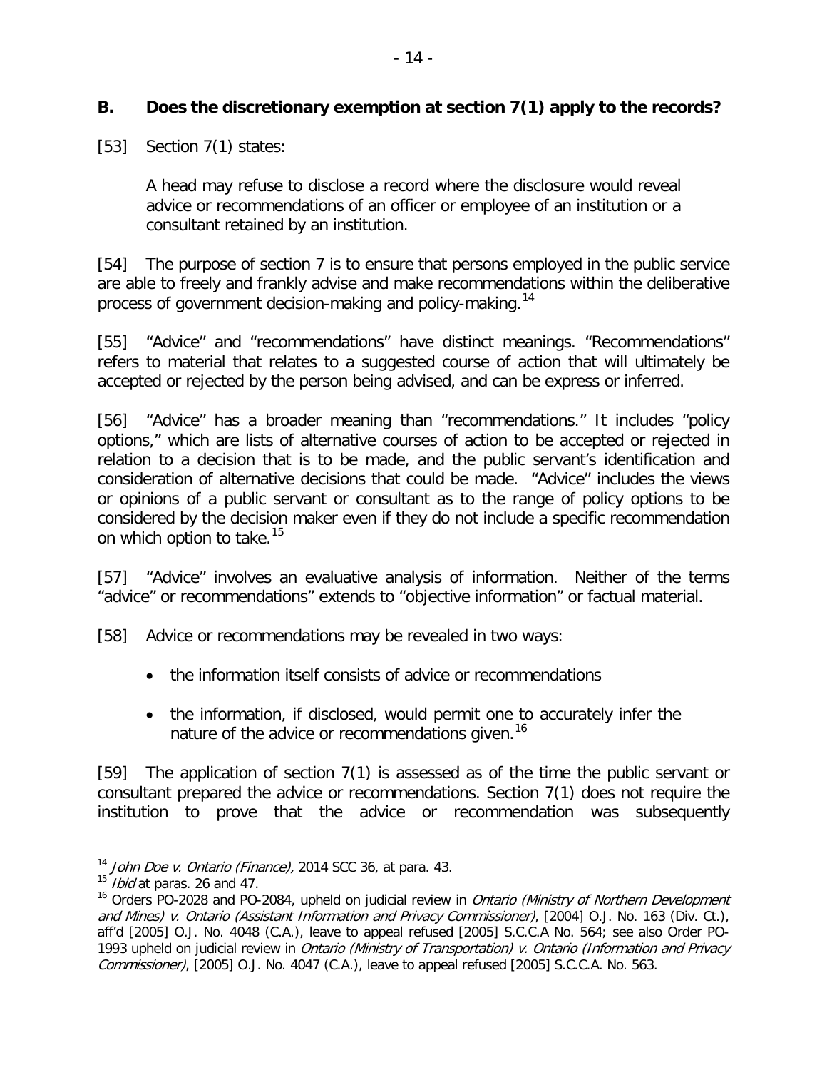## B. Does the discretionary exemption at section 7(1) apply to the records?

[53] Section 7(1) states:

> A head may refuse to disclose a record where the disclosure would reveal advice or recommendations of an officer or employee of an institution or a consultant retained by an institution.

[54] The purpose of section 7 is to ensure that persons employed in the public service are able to freely and frankly advise and make recommendations within the deliberative process of government decision-making and policy-making.[14]

[55] "Advice" and "recommendations" have distinct meanings. "Recommendations" refers to material that relates to a suggested course of action that will ultimately be accepted or rejected by the person being advised, and can be express or inferred.

[56] "Advice" has a broader meaning than "recommendations." It includes "policy options," which are lists of alternative courses of action to be accepted or rejected in relation to a decision that is to be made, and the public servant's identification and consideration of alternative decisions that could be made. "Advice" includes the views or opinions of a public servant or consultant as to the range of policy options to be considered by the decision maker even if they do not include a specific recommendation on which option to take.[15]

[57] "Advice" involves an evaluative analysis of information. Neither of the terms "advice" or recommendations" extends to "objective information" or factual material.

[58] Advice or recommendations may be revealed in two ways:

- the information itself consists of advice or recommendations
- the information, if disclosed, would permit one to accurately infer the nature of the advice or recommendations given.[16]

[59] The application of section 7(1) is assessed as of the time the public servant or consultant prepared the advice or recommendations. Section 7(1) does not require the institution to prove that the advice or recommendation was subsequently

---

[14] *John Doe v. Ontario (Finance),* 2014 SCC 36, at para. 43.

[15] *Ibid* at paras. 26 and 47.

[16] Orders PO-2028 and PO-2084, upheld on judicial review in *Ontario (Ministry of Northern Development and Mines) v. Ontario (Assistant Information and Privacy Commissioner)*, [2004] O.J. No. 163 (Div. Ct.), aff'd [2005] O.J. No. 4048 (C.A.), leave to appeal refused [2005] S.C.C.A No. 564; see also Order PO-1993 upheld on judicial review in *Ontario (Ministry of Transportation) v. Ontario (Information and Privacy Commissioner)*, [2005] O.J. No. 4047 (C.A.), leave to appeal refused [2005] S.C.C.A. No. 563.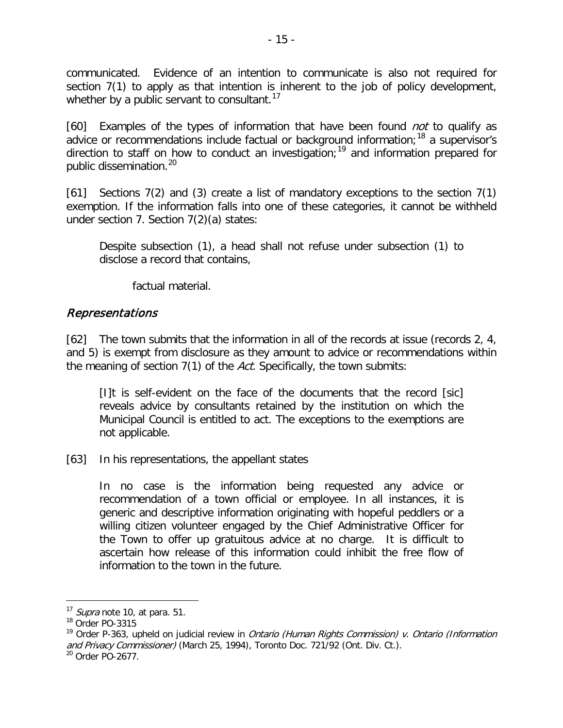communicated. Evidence of an intention to communicate is also not required for section 7(1) to apply as that intention is inherent to the job of policy development, whether by a public servant to consultant.[17]

[60] Examples of the types of information that have been found *not* to qualify as advice or recommendations include factual or background information;[18] a supervisor's direction to staff on how to conduct an investigation;[19] and information prepared for public dissemination.[20]

[61] Sections 7(2) and (3) create a list of mandatory exceptions to the section 7(1) exemption. If the information falls into one of these categories, it cannot be withheld under section 7. Section 7(2)(a) states:

> Despite subsection (1), a head shall not refuse under subsection (1) to disclose a record that contains,
>
> factual material.

### *Representations*

[62] The town submits that the information in all of the records at issue (records 2, 4, and 5) is exempt from disclosure as they amount to advice or recommendations within the meaning of section 7(1) of the *Act*. Specifically, the town submits:

> [I]t is self-evident on the face of the documents that the record [sic] reveals advice by consultants retained by the institution on which the Municipal Council is entitled to act. The exceptions to the exemptions are not applicable.

[63] In his representations, the appellant states

> In no case is the information being requested any advice or recommendation of a town official or employee. In all instances, it is generic and descriptive information originating with hopeful peddlers or a willing citizen volunteer engaged by the Chief Administrative Officer for the Town to offer up gratuitous advice at no charge. It is difficult to ascertain how release of this information could inhibit the free flow of information to the town in the future.

---

[17] *Supra* note 10, at para. 51.

[18] Order PO-3315

[19] Order P-363, upheld on judicial review in *Ontario (Human Rights Commission) v. Ontario (Information and Privacy Commissioner)* (March 25, 1994), Toronto Doc. 721/92 (Ont. Div. Ct.).

[20] Order PO-2677.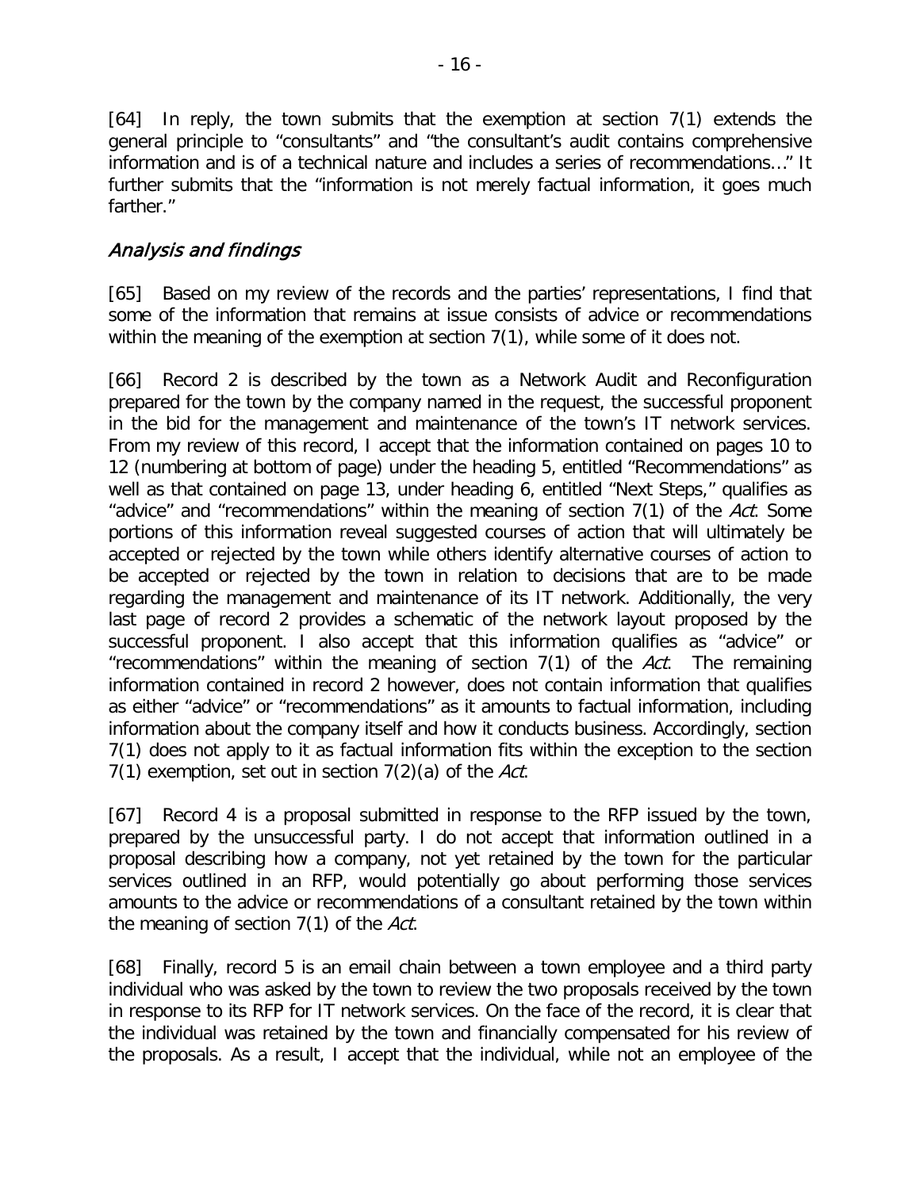[64] In reply, the town submits that the exemption at section 7(1) extends the general principle to "consultants" and "the consultant's audit contains comprehensive information and is of a technical nature and includes a series of recommendations…" It further submits that the "information is not merely factual information, it goes much farther."

## *Analysis and findings*

[65] Based on my review of the records and the parties' representations, I find that some of the information that remains at issue consists of advice or recommendations within the meaning of the exemption at section 7(1), while some of it does not.

[66] Record 2 is described by the town as a Network Audit and Reconfiguration prepared for the town by the company named in the request, the successful proponent in the bid for the management and maintenance of the town's IT network services. From my review of this record, I accept that the information contained on pages 10 to 12 (numbering at bottom of page) under the heading 5, entitled "Recommendations" as well as that contained on page 13, under heading 6, entitled "Next Steps," qualifies as "advice" and "recommendations" within the meaning of section 7(1) of the *Act*. Some portions of this information reveal suggested courses of action that will ultimately be accepted or rejected by the town while others identify alternative courses of action to be accepted or rejected by the town in relation to decisions that are to be made regarding the management and maintenance of its IT network. Additionally, the very last page of record 2 provides a schematic of the network layout proposed by the successful proponent. I also accept that this information qualifies as "advice" or "recommendations" within the meaning of section 7(1) of the *Act*. The remaining information contained in record 2 however, does not contain information that qualifies as either "advice" or "recommendations" as it amounts to factual information, including information about the company itself and how it conducts business. Accordingly, section 7(1) does not apply to it as factual information fits within the exception to the section 7(1) exemption, set out in section 7(2)(a) of the *Act*.

[67] Record 4 is a proposal submitted in response to the RFP issued by the town, prepared by the unsuccessful party. I do not accept that information outlined in a proposal describing how a company, not yet retained by the town for the particular services outlined in an RFP, would potentially go about performing those services amounts to the advice or recommendations of a consultant retained by the town within the meaning of section 7(1) of the *Act*.

[68] Finally, record 5 is an email chain between a town employee and a third party individual who was asked by the town to review the two proposals received by the town in response to its RFP for IT network services. On the face of the record, it is clear that the individual was retained by the town and financially compensated for his review of the proposals. As a result, I accept that the individual, while not an employee of the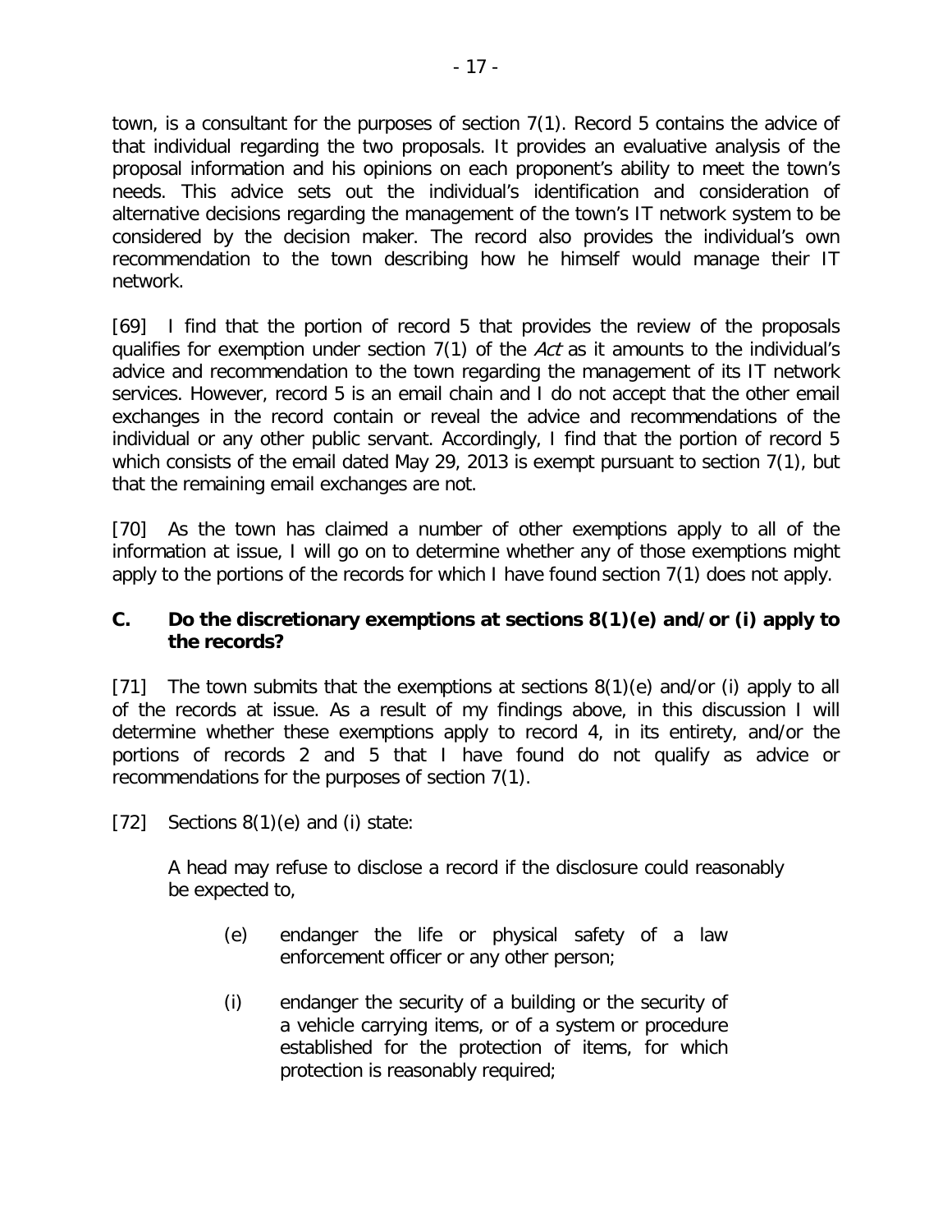town, is a consultant for the purposes of section 7(1). Record 5 contains the advice of that individual regarding the two proposals. It provides an evaluative analysis of the proposal information and his opinions on each proponent's ability to meet the town's needs. This advice sets out the individual's identification and consideration of alternative decisions regarding the management of the town's IT network system to be considered by the decision maker. The record also provides the individual's own recommendation to the town describing how he himself would manage their IT network.

[69] I find that the portion of record 5 that provides the review of the proposals qualifies for exemption under section 7(1) of the *Act* as it amounts to the individual's advice and recommendation to the town regarding the management of its IT network services. However, record 5 is an email chain and I do not accept that the other email exchanges in the record contain or reveal the advice and recommendations of the individual or any other public servant. Accordingly, I find that the portion of record 5 which consists of the email dated May 29, 2013 is exempt pursuant to section 7(1), but that the remaining email exchanges are not.

[70] As the town has claimed a number of other exemptions apply to all of the information at issue, I will go on to determine whether any of those exemptions might apply to the portions of the records for which I have found section 7(1) does not apply.

### C. Do the discretionary exemptions at sections 8(1)(e) and/or (i) apply to the records?

[71] The town submits that the exemptions at sections 8(1)(e) and/or (i) apply to all of the records at issue. As a result of my findings above, in this discussion I will determine whether these exemptions apply to record 4, in its entirety, and/or the portions of records 2 and 5 that I have found do not qualify as advice or recommendations for the purposes of section 7(1).

[72] Sections 8(1)(e) and (i) state:

> A head may refuse to disclose a record if the disclosure could reasonably be expected to,
>
> (e) endanger the life or physical safety of a law enforcement officer or any other person;
>
> (i) endanger the security of a building or the security of a vehicle carrying items, or of a system or procedure established for the protection of items, for which protection is reasonably required;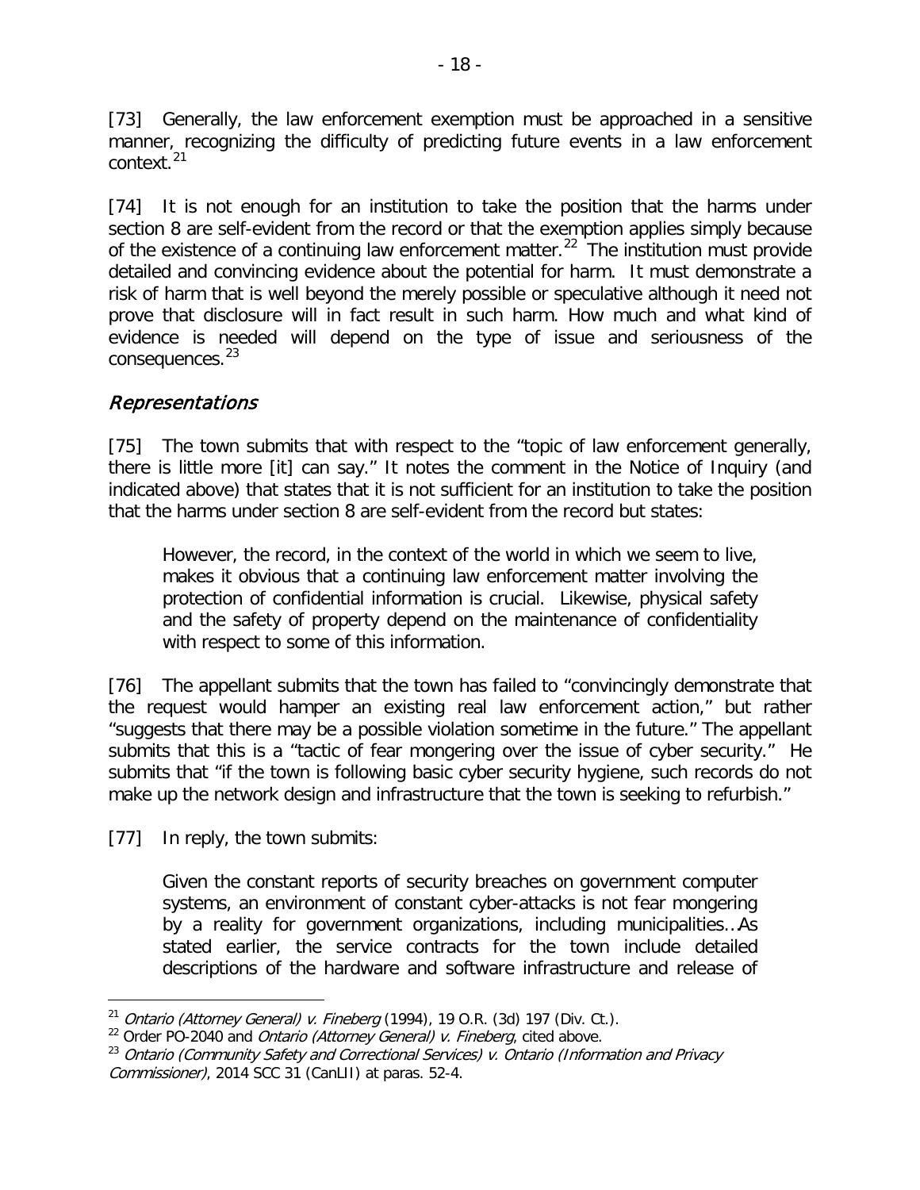[73] Generally, the law enforcement exemption must be approached in a sensitive manner, recognizing the difficulty of predicting future events in a law enforcement context.[21]

[74] It is not enough for an institution to take the position that the harms under section 8 are self-evident from the record or that the exemption applies simply because of the existence of a continuing law enforcement matter.[22] The institution must provide detailed and convincing evidence about the potential for harm. It must demonstrate a risk of harm that is well beyond the merely possible or speculative although it need not prove that disclosure will in fact result in such harm. How much and what kind of evidence is needed will depend on the type of issue and seriousness of the consequences.[23]

### *Representations*

[75] The town submits that with respect to the "topic of law enforcement generally, there is little more [it] can say." It notes the comment in the Notice of Inquiry (and indicated above) that states that it is not sufficient for an institution to take the position that the harms under section 8 are self-evident from the record but states:

> However, the record, in the context of the world in which we seem to live, makes it obvious that a continuing law enforcement matter involving the protection of confidential information is crucial. Likewise, physical safety and the safety of property depend on the maintenance of confidentiality with respect to some of this information.

[76] The appellant submits that the town has failed to "convincingly demonstrate that the request would hamper an existing real law enforcement action," but rather "suggests that there may be a possible violation sometime in the future." The appellant submits that this is a "tactic of fear mongering over the issue of cyber security." He submits that "if the town is following basic cyber security hygiene, such records do not make up the network design and infrastructure that the town is seeking to refurbish."

[77] In reply, the town submits:

> Given the constant reports of security breaches on government computer systems, an environment of constant cyber-attacks is not fear mongering by a reality for government organizations, including municipalities…As stated earlier, the service contracts for the town include detailed descriptions of the hardware and software infrastructure and release of

---

[21] *Ontario (Attorney General) v. Fineberg* (1994), 19 O.R. (3d) 197 (Div. Ct.).

[22] Order PO-2040 and *Ontario (Attorney General) v. Fineberg*, cited above.

[23] *Ontario (Community Safety and Correctional Services) v. Ontario (Information and Privacy Commissioner)*, 2014 SCC 31 (CanLII) at paras. 52-4.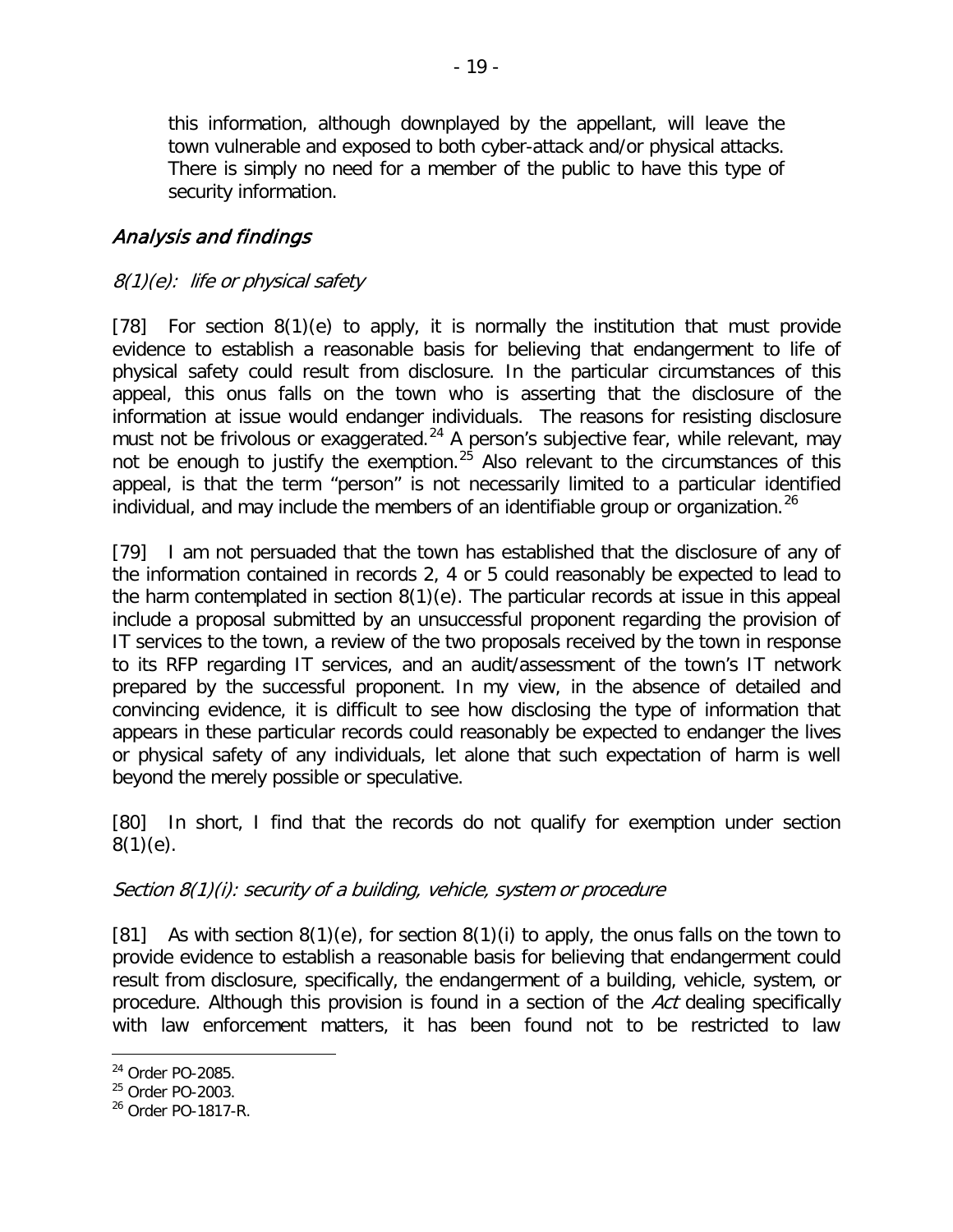> this information, although downplayed by the appellant, will leave the town vulnerable and exposed to both cyber-attack and/or physical attacks. There is simply no need for a member of the public to have this type of security information.

## *Analysis and findings*

### *8(1)(e): life or physical safety*

[78] For section 8(1)(e) to apply, it is normally the institution that must provide evidence to establish a reasonable basis for believing that endangerment to life of physical safety could result from disclosure. In the particular circumstances of this appeal, this onus falls on the town who is asserting that the disclosure of the information at issue would endanger individuals. The reasons for resisting disclosure must not be frivolous or exaggerated.[24] A person's subjective fear, while relevant, may not be enough to justify the exemption.[25] Also relevant to the circumstances of this appeal, is that the term "person" is not necessarily limited to a particular identified individual, and may include the members of an identifiable group or organization.[26]

[79] I am not persuaded that the town has established that the disclosure of any of the information contained in records 2, 4 or 5 could reasonably be expected to lead to the harm contemplated in section 8(1)(e). The particular records at issue in this appeal include a proposal submitted by an unsuccessful proponent regarding the provision of IT services to the town, a review of the two proposals received by the town in response to its RFP regarding IT services, and an audit/assessment of the town's IT network prepared by the successful proponent. In my view, in the absence of detailed and convincing evidence, it is difficult to see how disclosing the type of information that appears in these particular records could reasonably be expected to endanger the lives or physical safety of any individuals, let alone that such expectation of harm is well beyond the merely possible or speculative.

[80] In short, I find that the records do not qualify for exemption under section 8(1)(e).

### *Section 8(1)(i): security of a building, vehicle, system or procedure*

[81] As with section 8(1)(e), for section 8(1)(i) to apply, the onus falls on the town to provide evidence to establish a reasonable basis for believing that endangerment could result from disclosure, specifically, the endangerment of a building, vehicle, system, or procedure. Although this provision is found in a section of the *Act* dealing specifically with law enforcement matters, it has been found not to be restricted to law

---

[24] Order PO-2085.

[25] Order PO-2003.

[26] Order PO-1817-R.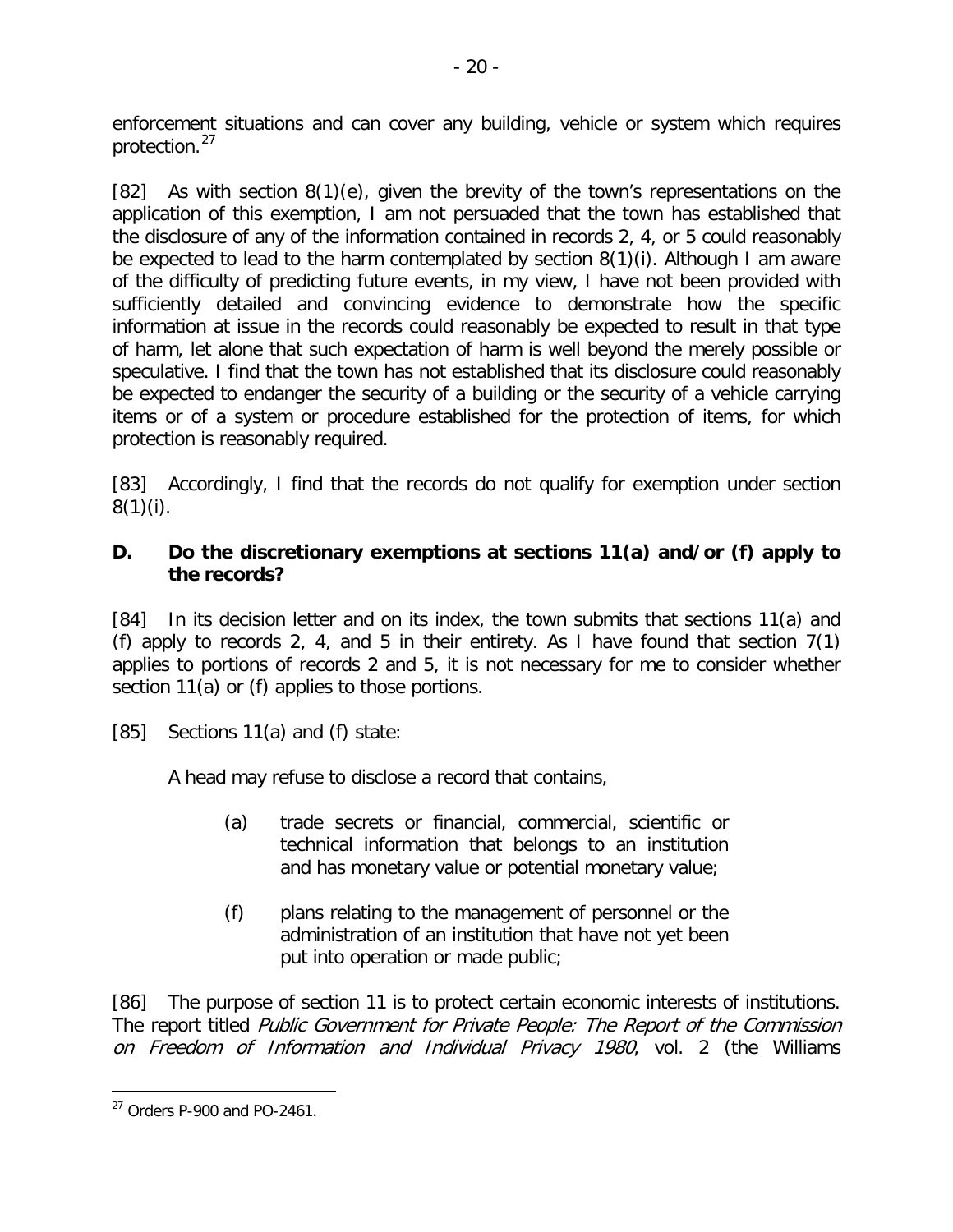enforcement situations and can cover any building, vehicle or system which requires protection.[27]

[82] As with section 8(1)(e), given the brevity of the town's representations on the application of this exemption, I am not persuaded that the town has established that the disclosure of any of the information contained in records 2, 4, or 5 could reasonably be expected to lead to the harm contemplated by section 8(1)(i). Although I am aware of the difficulty of predicting future events, in my view, I have not been provided with sufficiently detailed and convincing evidence to demonstrate how the specific information at issue in the records could reasonably be expected to result in that type of harm, let alone that such expectation of harm is well beyond the merely possible or speculative. I find that the town has not established that its disclosure could reasonably be expected to endanger the security of a building or the security of a vehicle carrying items or of a system or procedure established for the protection of items, for which protection is reasonably required.

[83] Accordingly, I find that the records do not qualify for exemption under section 8(1)(i).

### D. Do the discretionary exemptions at sections 11(a) and/or (f) apply to the records?

[84] In its decision letter and on its index, the town submits that sections 11(a) and (f) apply to records 2, 4, and 5 in their entirety. As I have found that section 7(1) applies to portions of records 2 and 5, it is not necessary for me to consider whether section 11(a) or (f) applies to those portions.

[85] Sections 11(a) and (f) state:

> A head may refuse to disclose a record that contains,
>
> (a) trade secrets or financial, commercial, scientific or technical information that belongs to an institution and has monetary value or potential monetary value;
>
> (f) plans relating to the management of personnel or the administration of an institution that have not yet been put into operation or made public;

[86] The purpose of section 11 is to protect certain economic interests of institutions. The report titled *Public Government for Private People: The Report of the Commission on Freedom of Information and Individual Privacy 1980*, vol. 2 (the Williams

[27] Orders P-900 and PO-2461.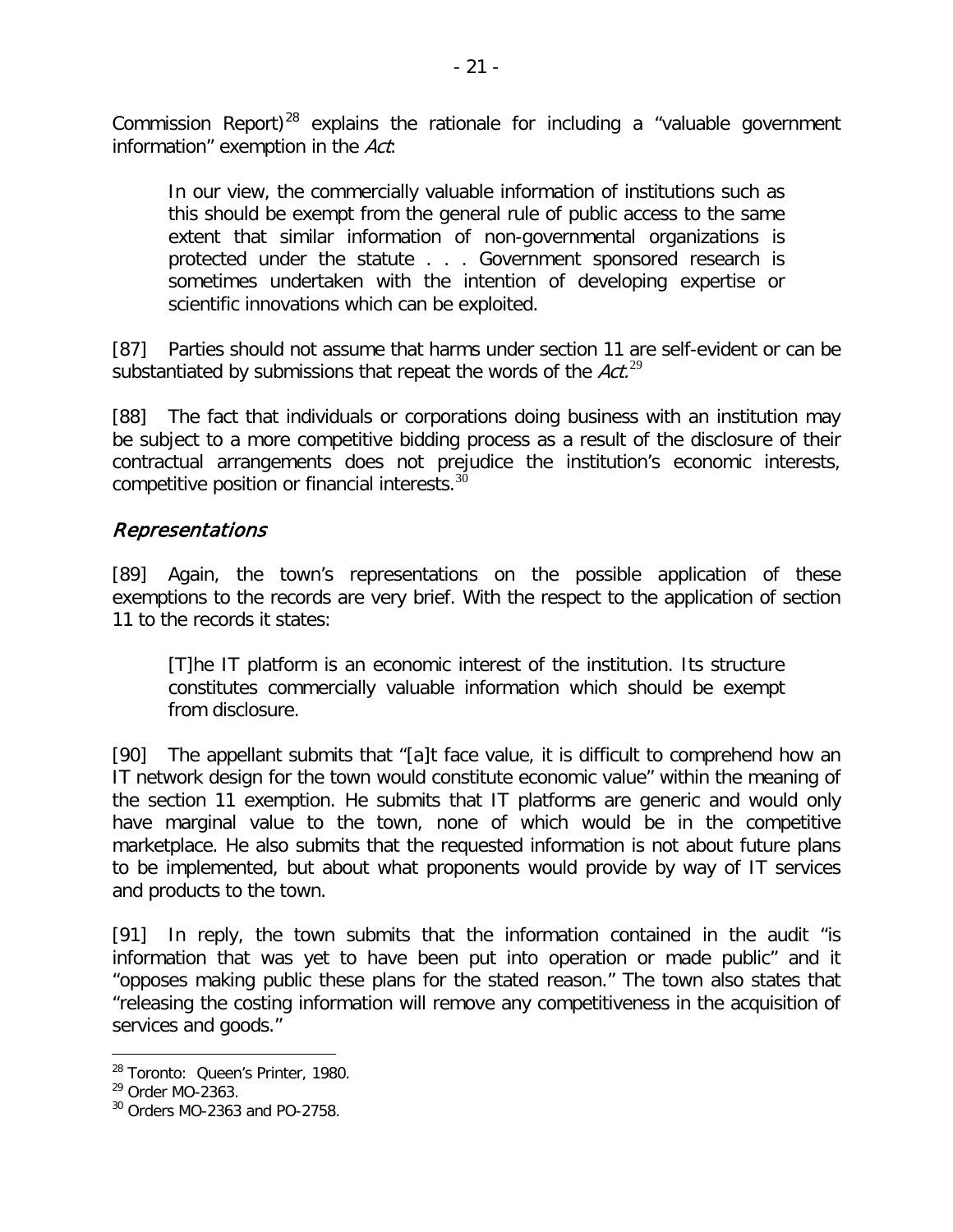Commission Report)[28] explains the rationale for including a "valuable government information" exemption in the *Act*:

> In our view, the commercially valuable information of institutions such as this should be exempt from the general rule of public access to the same extent that similar information of non-governmental organizations is protected under the statute . . . Government sponsored research is sometimes undertaken with the intention of developing expertise or scientific innovations which can be exploited.

[87] Parties should not assume that harms under section 11 are self-evident or can be substantiated by submissions that repeat the words of the *Act*.[29]

[88] The fact that individuals or corporations doing business with an institution may be subject to a more competitive bidding process as a result of the disclosure of their contractual arrangements does not prejudice the institution's economic interests, competitive position or financial interests.[30]

## *Representations*

[89] Again, the town's representations on the possible application of these exemptions to the records are very brief. With the respect to the application of section 11 to the records it states:

> [T]he IT platform is an economic interest of the institution. Its structure constitutes commercially valuable information which should be exempt from disclosure.

[90] The appellant submits that "[a]t face value, it is difficult to comprehend how an IT network design for the town would constitute economic value" within the meaning of the section 11 exemption. He submits that IT platforms are generic and would only have marginal value to the town, none of which would be in the competitive marketplace. He also submits that the requested information is not about future plans to be implemented, but about what proponents would provide by way of IT services and products to the town.

[91] In reply, the town submits that the information contained in the audit "is information that was yet to have been put into operation or made public" and it "opposes making public these plans for the stated reason." The town also states that "releasing the costing information will remove any competitiveness in the acquisition of services and goods."

---

[28] Toronto: Queen's Printer, 1980.

[29] Order MO-2363.

[30] Orders MO-2363 and PO-2758.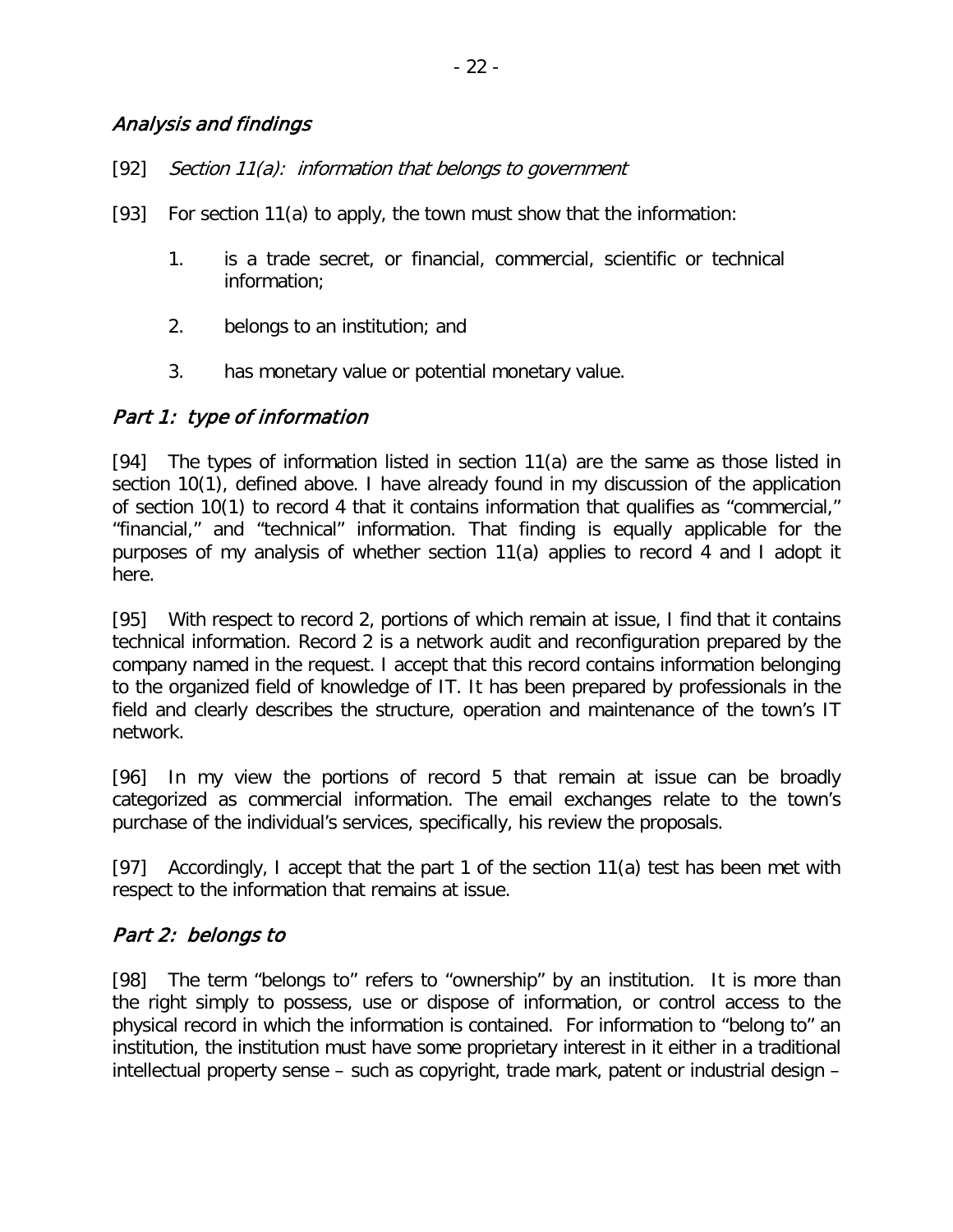## *Analysis and findings*

[92] *Section 11(a): information that belongs to government*

[93] For section 11(a) to apply, the town must show that the information:

1. is a trade secret, or financial, commercial, scientific or technical information;
2. belongs to an institution; and
3. has monetary value or potential monetary value.

### *Part 1: type of information*

[94] The types of information listed in section 11(a) are the same as those listed in section 10(1), defined above. I have already found in my discussion of the application of section 10(1) to record 4 that it contains information that qualifies as "commercial," "financial," and "technical" information. That finding is equally applicable for the purposes of my analysis of whether section 11(a) applies to record 4 and I adopt it here.

[95] With respect to record 2, portions of which remain at issue, I find that it contains technical information. Record 2 is a network audit and reconfiguration prepared by the company named in the request. I accept that this record contains information belonging to the organized field of knowledge of IT. It has been prepared by professionals in the field and clearly describes the structure, operation and maintenance of the town's IT network.

[96] In my view the portions of record 5 that remain at issue can be broadly categorized as commercial information. The email exchanges relate to the town's purchase of the individual's services, specifically, his review the proposals.

[97] Accordingly, I accept that the part 1 of the section 11(a) test has been met with respect to the information that remains at issue.

### *Part 2: belongs to*

[98] The term "belongs to" refers to "ownership" by an institution. It is more than the right simply to possess, use or dispose of information, or control access to the physical record in which the information is contained. For information to "belong to" an institution, the institution must have some proprietary interest in it either in a traditional intellectual property sense – such as copyright, trade mark, patent or industrial design –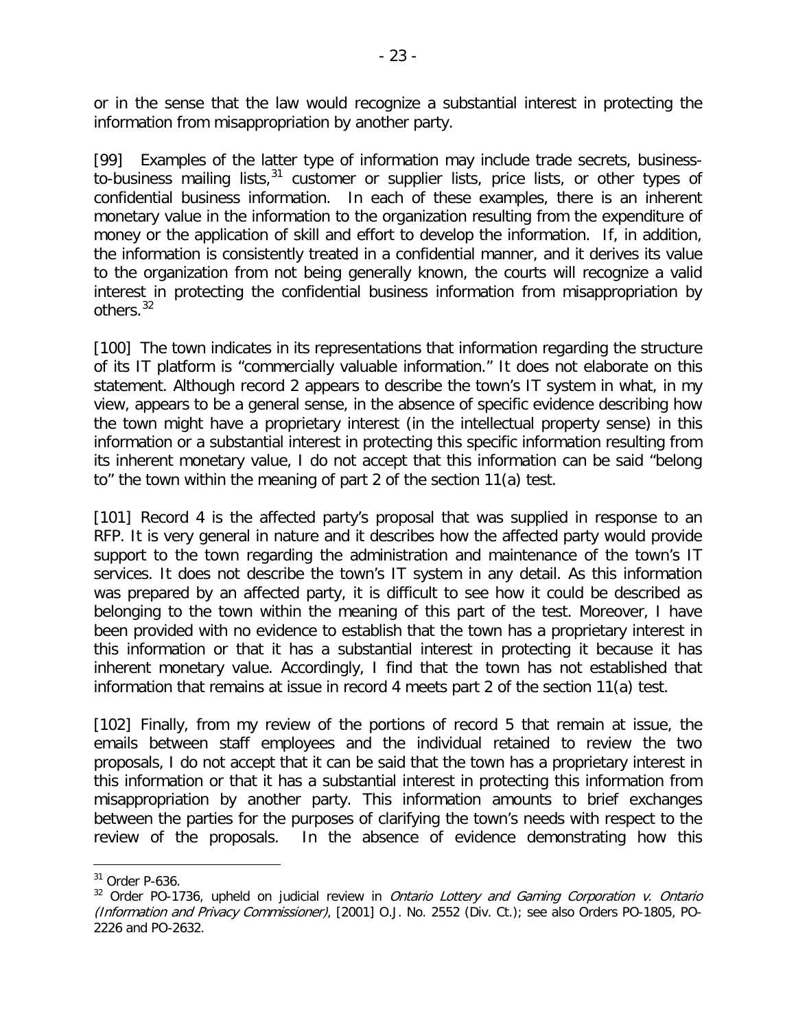or in the sense that the law would recognize a substantial interest in protecting the information from misappropriation by another party.

[99] Examples of the latter type of information may include trade secrets, business-to-business mailing lists,[31] customer or supplier lists, price lists, or other types of confidential business information. In each of these examples, there is an inherent monetary value in the information to the organization resulting from the expenditure of money or the application of skill and effort to develop the information. If, in addition, the information is consistently treated in a confidential manner, and it derives its value to the organization from not being generally known, the courts will recognize a valid interest in protecting the confidential business information from misappropriation by others.[32]

[100] The town indicates in its representations that information regarding the structure of its IT platform is "commercially valuable information." It does not elaborate on this statement. Although record 2 appears to describe the town's IT system in what, in my view, appears to be a general sense, in the absence of specific evidence describing how the town might have a proprietary interest (in the intellectual property sense) in this information or a substantial interest in protecting this specific information resulting from its inherent monetary value, I do not accept that this information can be said "belong to" the town within the meaning of part 2 of the section 11(a) test.

[101] Record 4 is the affected party's proposal that was supplied in response to an RFP. It is very general in nature and it describes how the affected party would provide support to the town regarding the administration and maintenance of the town's IT services. It does not describe the town's IT system in any detail. As this information was prepared by an affected party, it is difficult to see how it could be described as belonging to the town within the meaning of this part of the test. Moreover, I have been provided with no evidence to establish that the town has a proprietary interest in this information or that it has a substantial interest in protecting it because it has inherent monetary value. Accordingly, I find that the town has not established that information that remains at issue in record 4 meets part 2 of the section 11(a) test.

[102] Finally, from my review of the portions of record 5 that remain at issue, the emails between staff employees and the individual retained to review the two proposals, I do not accept that it can be said that the town has a proprietary interest in this information or that it has a substantial interest in protecting this information from misappropriation by another party. This information amounts to brief exchanges between the parties for the purposes of clarifying the town's needs with respect to the review of the proposals. In the absence of evidence demonstrating how this

---

[31] Order P-636.

[32] Order PO-1736, upheld on judicial review in *Ontario Lottery and Gaming Corporation v. Ontario (Information and Privacy Commissioner)*, [2001] O.J. No. 2552 (Div. Ct.); see also Orders PO-1805, PO-2226 and PO-2632.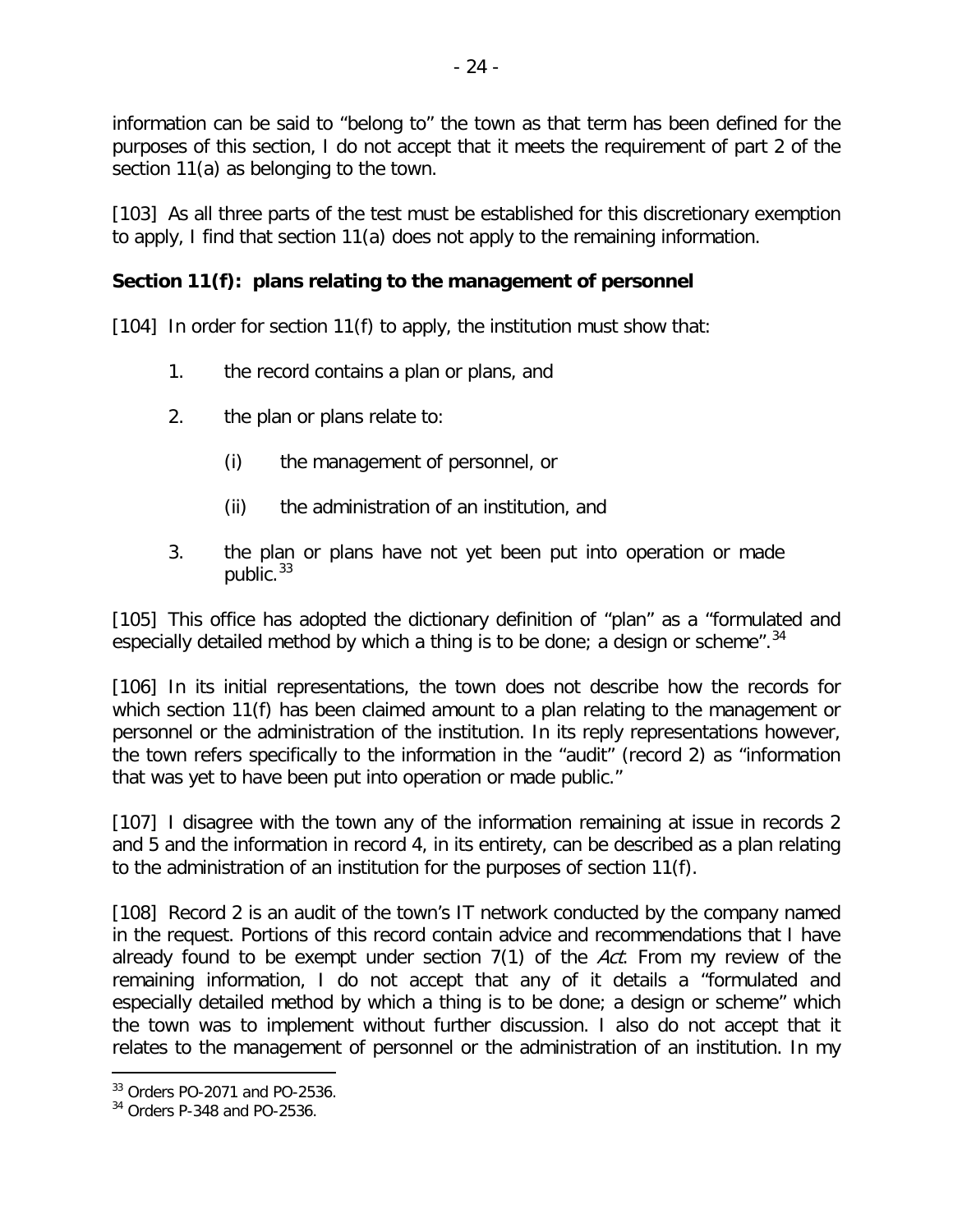information can be said to "belong to" the town as that term has been defined for the purposes of this section, I do not accept that it meets the requirement of part 2 of the section 11(a) as belonging to the town.

[103] As all three parts of the test must be established for this discretionary exemption to apply, I find that section 11(a) does not apply to the remaining information.

**Section 11(f): plans relating to the management of personnel**

[104] In order for section 11(f) to apply, the institution must show that:

1. the record contains a plan or plans, and
2. the plan or plans relate to:
   - (i) the management of personnel, or
   - (ii) the administration of an institution, and
3. the plan or plans have not yet been put into operation or made public.[33]

[105] This office has adopted the dictionary definition of "plan" as a "formulated and especially detailed method by which a thing is to be done; a design or scheme".[34]

[106] In its initial representations, the town does not describe how the records for which section 11(f) has been claimed amount to a plan relating to the management or personnel or the administration of the institution. In its reply representations however, the town refers specifically to the information in the "audit" (record 2) as "information that was yet to have been put into operation or made public."

[107] I disagree with the town any of the information remaining at issue in records 2 and 5 and the information in record 4, in its entirety, can be described as a plan relating to the administration of an institution for the purposes of section 11(f).

[108] Record 2 is an audit of the town's IT network conducted by the company named in the request. Portions of this record contain advice and recommendations that I have already found to be exempt under section 7(1) of the *Act*. From my review of the remaining information, I do not accept that any of it details a "formulated and especially detailed method by which a thing is to be done; a design or scheme" which the town was to implement without further discussion. I also do not accept that it relates to the management of personnel or the administration of an institution. In my

---

[33] Orders PO-2071 and PO-2536.

[34] Orders P-348 and PO-2536.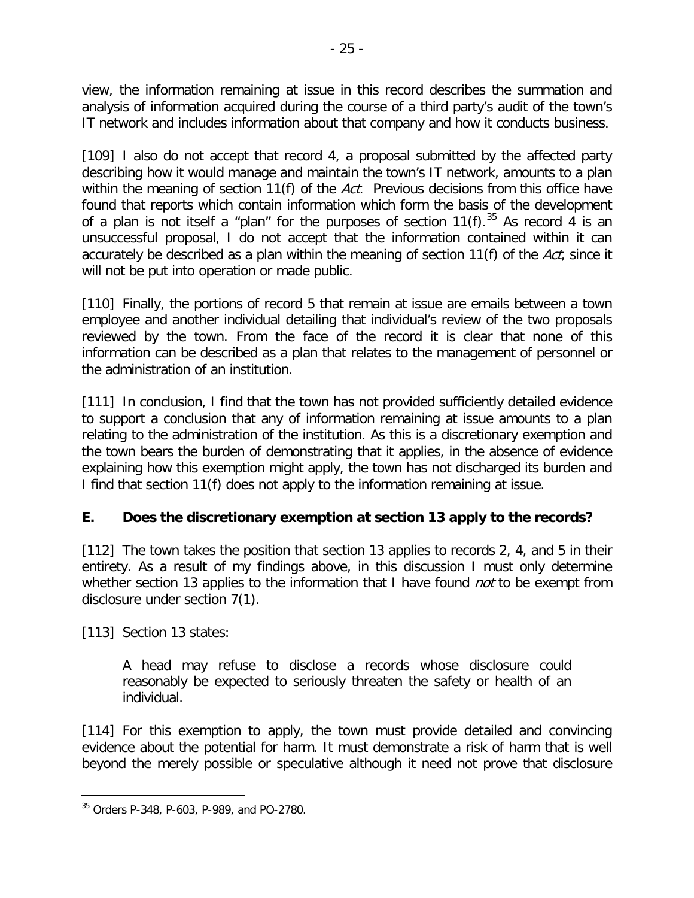view, the information remaining at issue in this record describes the summation and analysis of information acquired during the course of a third party's audit of the town's IT network and includes information about that company and how it conducts business.

[109] I also do not accept that record 4, a proposal submitted by the affected party describing how it would manage and maintain the town's IT network, amounts to a plan within the meaning of section 11(f) of the *Act*. Previous decisions from this office have found that reports which contain information which form the basis of the development of a plan is not itself a "plan" for the purposes of section 11(f).[35] As record 4 is an unsuccessful proposal, I do not accept that the information contained within it can accurately be described as a plan within the meaning of section 11(f) of the *Act*, since it will not be put into operation or made public.

[110] Finally, the portions of record 5 that remain at issue are emails between a town employee and another individual detailing that individual's review of the two proposals reviewed by the town. From the face of the record it is clear that none of this information can be described as a plan that relates to the management of personnel or the administration of an institution.

[111] In conclusion, I find that the town has not provided sufficiently detailed evidence to support a conclusion that any of information remaining at issue amounts to a plan relating to the administration of the institution. As this is a discretionary exemption and the town bears the burden of demonstrating that it applies, in the absence of evidence explaining how this exemption might apply, the town has not discharged its burden and I find that section 11(f) does not apply to the information remaining at issue.

## E. Does the discretionary exemption at section 13 apply to the records?

[112] The town takes the position that section 13 applies to records 2, 4, and 5 in their entirety. As a result of my findings above, in this discussion I must only determine whether section 13 applies to the information that I have found *not* to be exempt from disclosure under section 7(1).

[113] Section 13 states:

> A head may refuse to disclose a records whose disclosure could reasonably be expected to seriously threaten the safety or health of an individual.

[114] For this exemption to apply, the town must provide detailed and convincing evidence about the potential for harm. It must demonstrate a risk of harm that is well beyond the merely possible or speculative although it need not prove that disclosure

---

[35] Orders P-348, P-603, P-989, and PO-2780.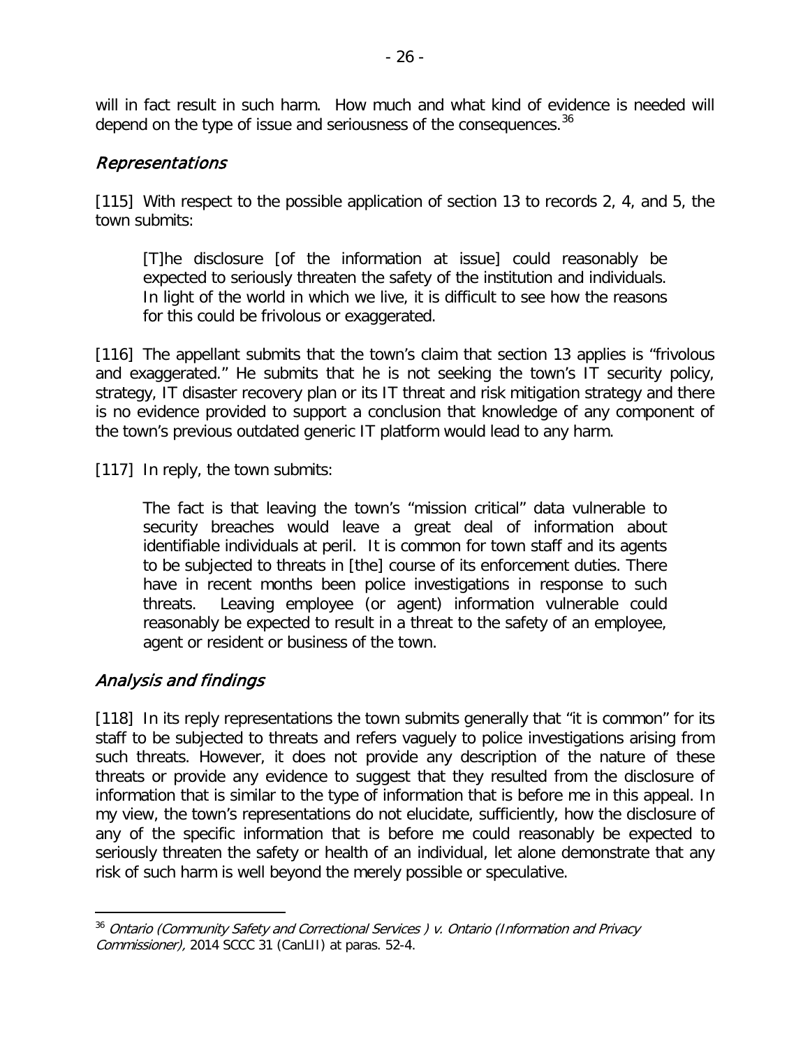will in fact result in such harm. How much and what kind of evidence is needed will depend on the type of issue and seriousness of the consequences.[36]

### *Representations*

[115] With respect to the possible application of section 13 to records 2, 4, and 5, the town submits:

> [T]he disclosure [of the information at issue] could reasonably be expected to seriously threaten the safety of the institution and individuals. In light of the world in which we live, it is difficult to see how the reasons for this could be frivolous or exaggerated.

[116] The appellant submits that the town's claim that section 13 applies is "frivolous and exaggerated." He submits that he is not seeking the town's IT security policy, strategy, IT disaster recovery plan or its IT threat and risk mitigation strategy and there is no evidence provided to support a conclusion that knowledge of any component of the town's previous outdated generic IT platform would lead to any harm.

[117] In reply, the town submits:

> The fact is that leaving the town's "mission critical" data vulnerable to security breaches would leave a great deal of information about identifiable individuals at peril. It is common for town staff and its agents to be subjected to threats in [the] course of its enforcement duties. There have in recent months been police investigations in response to such threats. Leaving employee (or agent) information vulnerable could reasonably be expected to result in a threat to the safety of an employee, agent or resident or business of the town.

### *Analysis and findings*

[118] In its reply representations the town submits generally that "it is common" for its staff to be subjected to threats and refers vaguely to police investigations arising from such threats. However, it does not provide any description of the nature of these threats or provide any evidence to suggest that they resulted from the disclosure of information that is similar to the type of information that is before me in this appeal. In my view, the town's representations do not elucidate, sufficiently, how the disclosure of any of the specific information that is before me could reasonably be expected to seriously threaten the safety or health of an individual, let alone demonstrate that any risk of such harm is well beyond the merely possible or speculative.

---

[36] *Ontario (Community Safety and Correctional Services ) v. Ontario (Information and Privacy Commissioner),* 2014 SCCC 31 (CanLII) at paras. 52-4.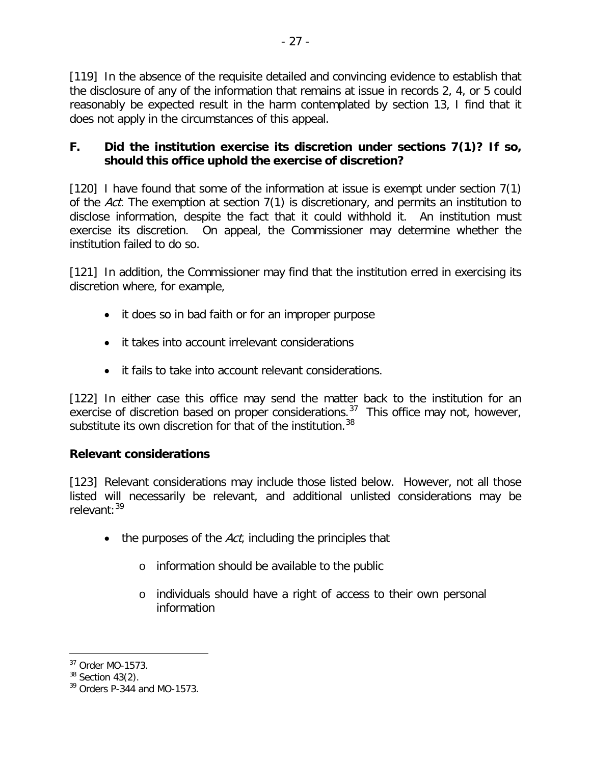[119] In the absence of the requisite detailed and convincing evidence to establish that the disclosure of any of the information that remains at issue in records 2, 4, or 5 could reasonably be expected result in the harm contemplated by section 13, I find that it does not apply in the circumstances of this appeal.

### F. Did the institution exercise its discretion under sections 7(1)? If so, should this office uphold the exercise of discretion?

[120] I have found that some of the information at issue is exempt under section 7(1) of the *Act.* The exemption at section 7(1) is discretionary, and permits an institution to disclose information, despite the fact that it could withhold it. An institution must exercise its discretion. On appeal, the Commissioner may determine whether the institution failed to do so.

[121] In addition, the Commissioner may find that the institution erred in exercising its discretion where, for example,

- it does so in bad faith or for an improper purpose
- it takes into account irrelevant considerations
- it fails to take into account relevant considerations.

[122] In either case this office may send the matter back to the institution for an exercise of discretion based on proper considerations.[37] This office may not, however, substitute its own discretion for that of the institution.[38]

**Relevant considerations**

[123] Relevant considerations may include those listed below. However, not all those listed will necessarily be relevant, and additional unlisted considerations may be relevant:[39]

- the purposes of the *Act*, including the principles that
  - information should be available to the public
  - individuals should have a right of access to their own personal information

---

[37] Order MO-1573.
[38] Section 43(2).
[39] Orders P-344 and MO-1573.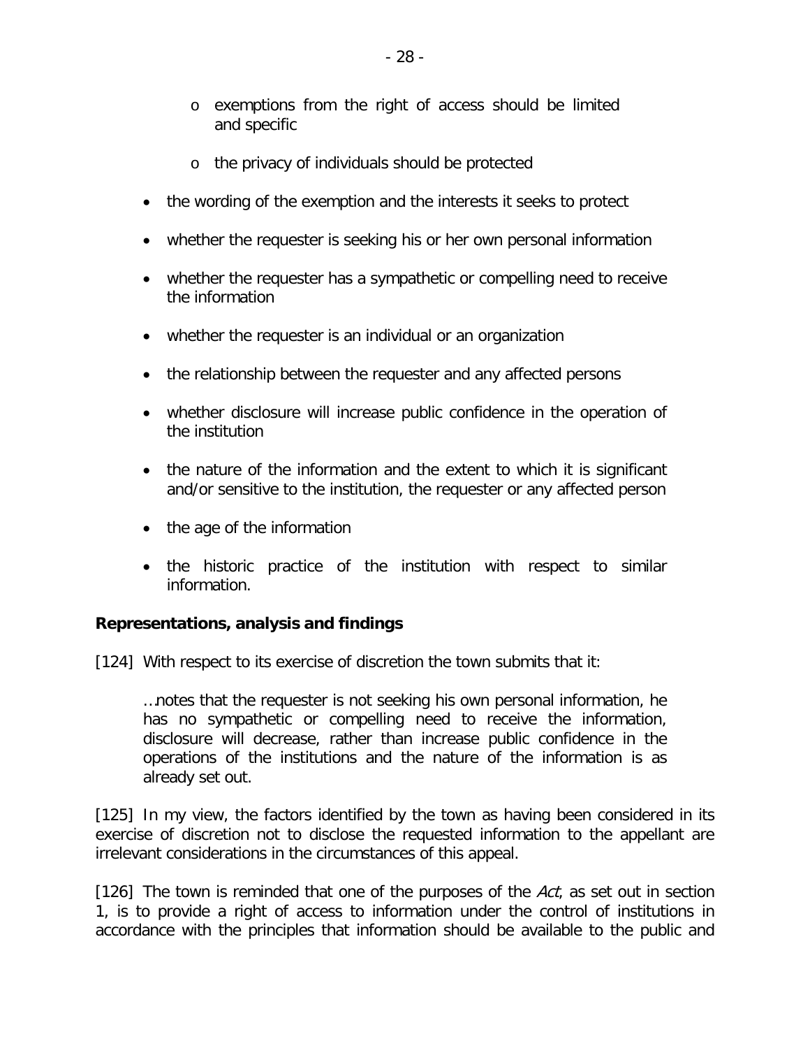- exemptions from the right of access should be limited and specific
    - the privacy of individuals should be protected

- the wording of the exemption and the interests it seeks to protect
- whether the requester is seeking his or her own personal information
- whether the requester has a sympathetic or compelling need to receive the information
- whether the requester is an individual or an organization
- the relationship between the requester and any affected persons
- whether disclosure will increase public confidence in the operation of the institution
- the nature of the information and the extent to which it is significant and/or sensitive to the institution, the requester or any affected person
- the age of the information
- the historic practice of the institution with respect to similar information.

**Representations, analysis and findings**

[124] With respect to its exercise of discretion the town submits that it:

> …notes that the requester is not seeking his own personal information, he has no sympathetic or compelling need to receive the information, disclosure will decrease, rather than increase public confidence in the operations of the institutions and the nature of the information is as already set out.

[125] In my view, the factors identified by the town as having been considered in its exercise of discretion not to disclose the requested information to the appellant are irrelevant considerations in the circumstances of this appeal.

[126] The town is reminded that one of the purposes of the *Act*, as set out in section 1, is to provide a right of access to information under the control of institutions in accordance with the principles that information should be available to the public and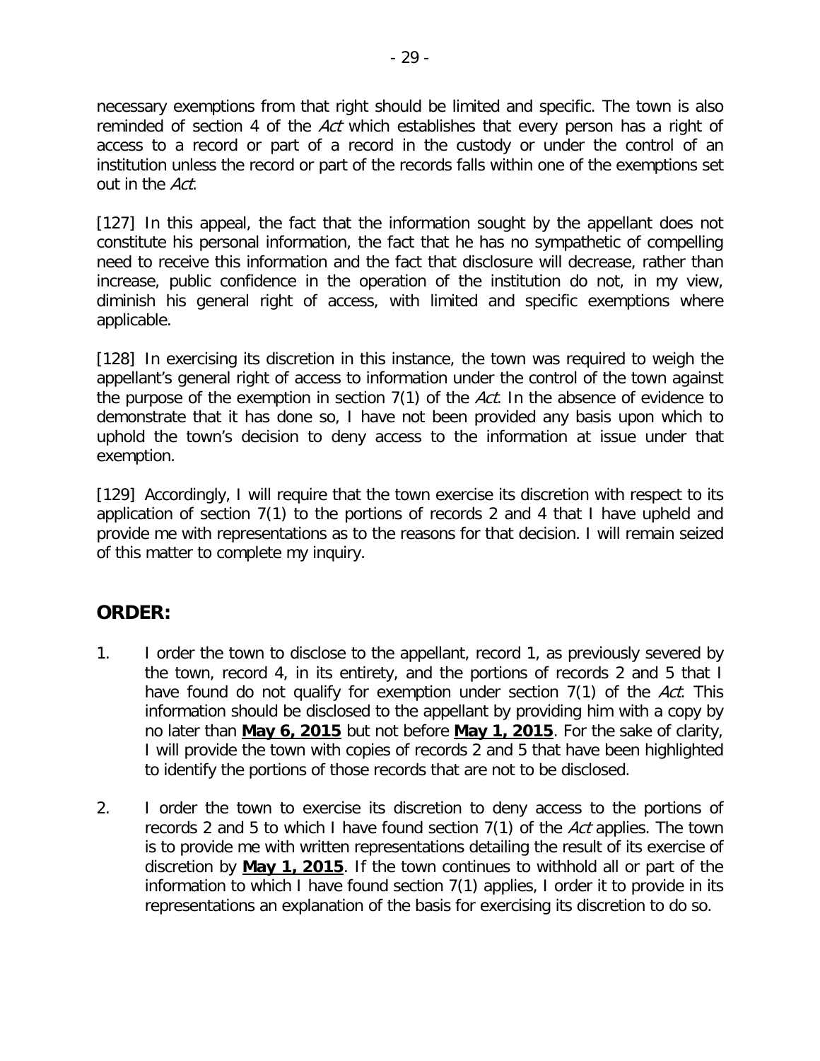necessary exemptions from that right should be limited and specific. The town is also reminded of section 4 of the *Act* which establishes that every person has a right of access to a record or part of a record in the custody or under the control of an institution unless the record or part of the records falls within one of the exemptions set out in the *Act*.

[127] In this appeal, the fact that the information sought by the appellant does not constitute his personal information, the fact that he has no sympathetic of compelling need to receive this information and the fact that disclosure will decrease, rather than increase, public confidence in the operation of the institution do not, in my view, diminish his general right of access, with limited and specific exemptions where applicable.

[128] In exercising its discretion in this instance, the town was required to weigh the appellant's general right of access to information under the control of the town against the purpose of the exemption in section 7(1) of the *Act*. In the absence of evidence to demonstrate that it has done so, I have not been provided any basis upon which to uphold the town's decision to deny access to the information at issue under that exemption.

[129] Accordingly, I will require that the town exercise its discretion with respect to its application of section 7(1) to the portions of records 2 and 4 that I have upheld and provide me with representations as to the reasons for that decision. I will remain seized of this matter to complete my inquiry.

## ORDER:

1. I order the town to disclose to the appellant, record 1, as previously severed by the town, record 4, in its entirety, and the portions of records 2 and 5 that I have found do not qualify for exemption under section 7(1) of the *Act*. This information should be disclosed to the appellant by providing him with a copy by no later than **May 6, 2015** but not before **May 1, 2015**. For the sake of clarity, I will provide the town with copies of records 2 and 5 that have been highlighted to identify the portions of those records that are not to be disclosed.

2. I order the town to exercise its discretion to deny access to the portions of records 2 and 5 to which I have found section 7(1) of the *Act* applies. The town is to provide me with written representations detailing the result of its exercise of discretion by **May 1, 2015**. If the town continues to withhold all or part of the information to which I have found section 7(1) applies, I order it to provide in its representations an explanation of the basis for exercising its discretion to do so.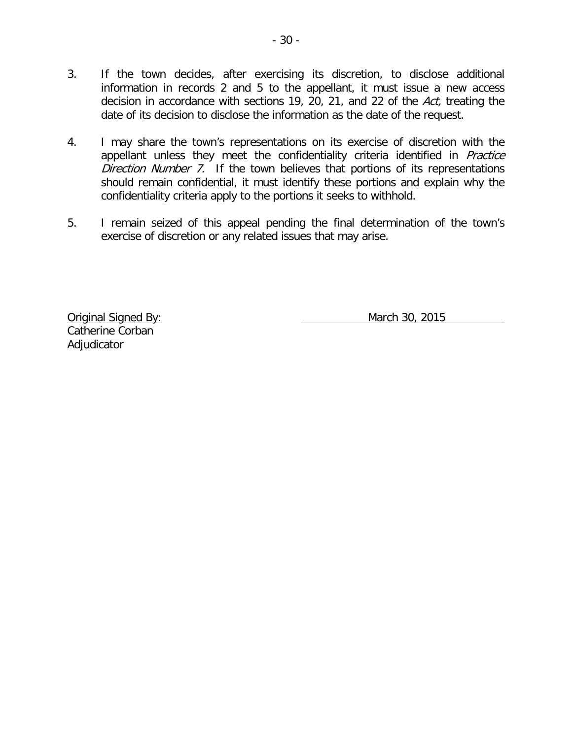3. If the town decides, after exercising its discretion, to disclose additional information in records 2 and 5 to the appellant, it must issue a new access decision in accordance with sections 19, 20, 21, and 22 of the *Act,* treating the date of its decision to disclose the information as the date of the request.

4. I may share the town's representations on its exercise of discretion with the appellant unless they meet the confidentiality criteria identified in *Practice Direction Number 7.* If the town believes that portions of its representations should remain confidential, it must identify these portions and explain why the confidentiality criteria apply to the portions it seeks to withhold.

5. I remain seized of this appeal pending the final determination of the town's exercise of discretion or any related issues that may arise.

Original Signed By: March 30, 2015

Catherine Corban
Adjudicator